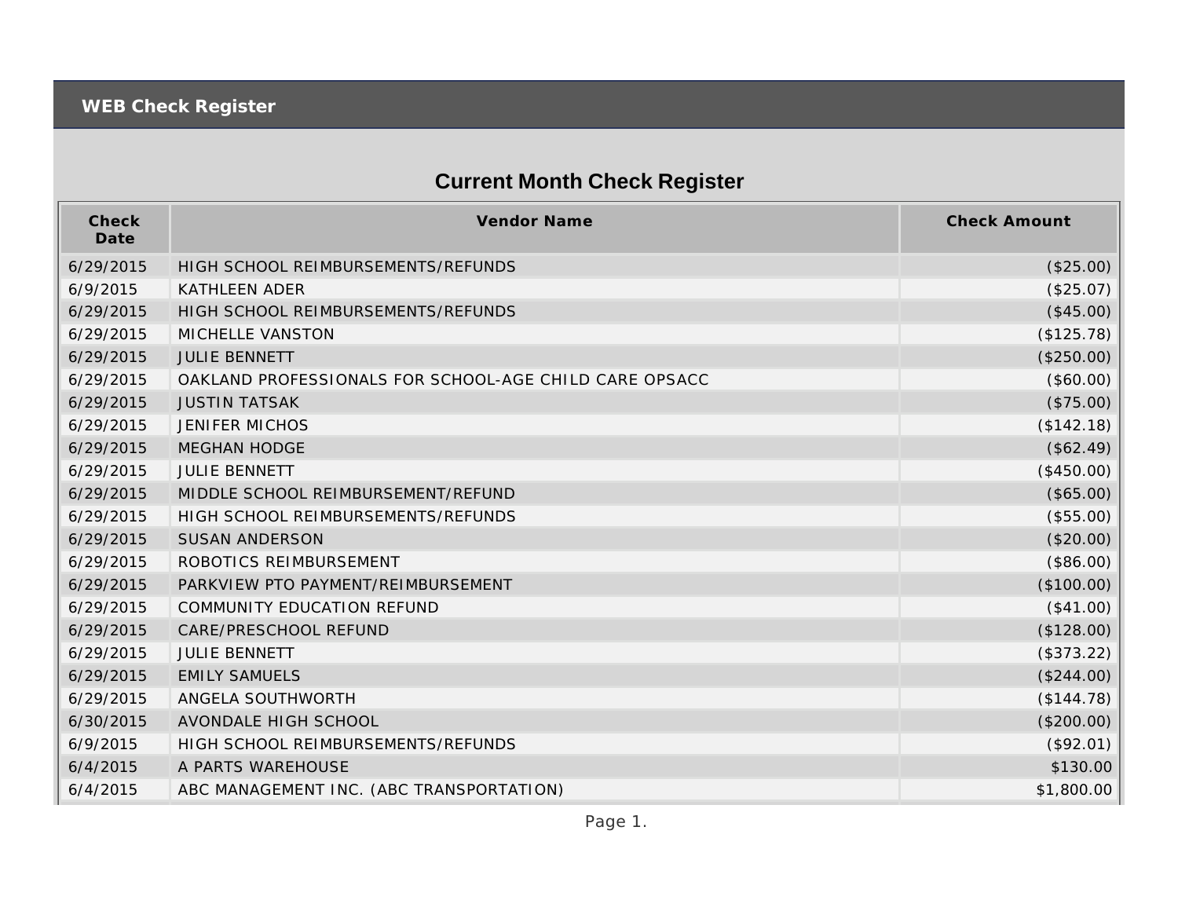## WEB Check Register

# Current Month Check Register

| Check Date | Vendor Name | Check Amount |
|---|---|---|
| 6/29/2015 | HIGH SCHOOL REIMBURSEMENTS/REFUNDS | ($25.00) |
| 6/9/2015 | KATHLEEN ADER | ($25.07) |
| 6/29/2015 | HIGH SCHOOL REIMBURSEMENTS/REFUNDS | ($45.00) |
| 6/29/2015 | MICHELLE VANSTON | ($125.78) |
| 6/29/2015 | JULIE BENNETT | ($250.00) |
| 6/29/2015 | OAKLAND PROFESSIONALS FOR SCHOOL-AGE CHILD CARE OPSACC | ($60.00) |
| 6/29/2015 | JUSTIN TATSAK | ($75.00) |
| 6/29/2015 | JENIFER MICHOS | ($142.18) |
| 6/29/2015 | MEGHAN HODGE | ($62.49) |
| 6/29/2015 | JULIE BENNETT | ($450.00) |
| 6/29/2015 | MIDDLE SCHOOL REIMBURSEMENT/REFUND | ($65.00) |
| 6/29/2015 | HIGH SCHOOL REIMBURSEMENTS/REFUNDS | ($55.00) |
| 6/29/2015 | SUSAN ANDERSON | ($20.00) |
| 6/29/2015 | ROBOTICS REIMBURSEMENT | ($86.00) |
| 6/29/2015 | PARKVIEW PTO PAYMENT/REIMBURSEMENT | ($100.00) |
| 6/29/2015 | COMMUNITY EDUCATION REFUND | ($41.00) |
| 6/29/2015 | CARE/PRESCHOOL REFUND | ($128.00) |
| 6/29/2015 | JULIE BENNETT | ($373.22) |
| 6/29/2015 | EMILY SAMUELS | ($244.00) |
| 6/29/2015 | ANGELA SOUTHWORTH | ($144.78) |
| 6/30/2015 | AVONDALE HIGH SCHOOL | ($200.00) |
| 6/9/2015 | HIGH SCHOOL REIMBURSEMENTS/REFUNDS | ($92.01) |
| 6/4/2015 | A PARTS WAREHOUSE | $130.00 |
| 6/4/2015 | ABC MANAGEMENT INC. (ABC TRANSPORTATION) | $1,800.00 |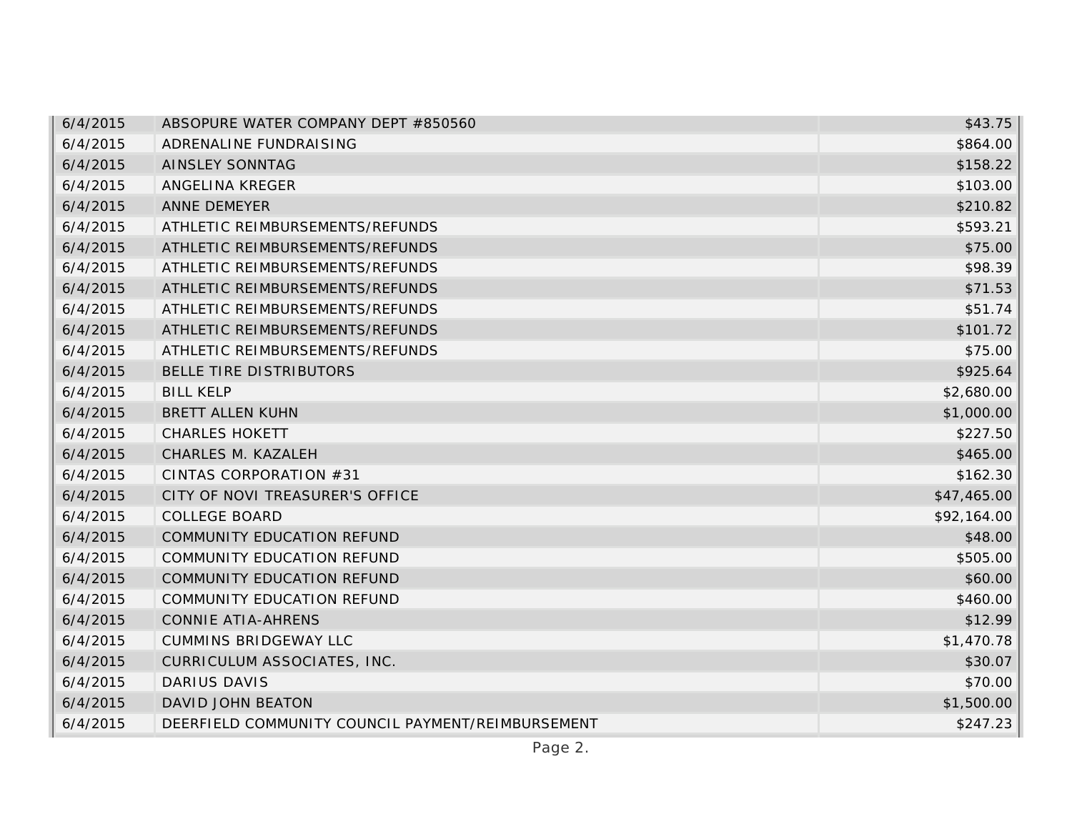| | | |
|---|---|---|
| 6/4/2015 | ABSOPURE WATER COMPANY DEPT #850560 | $43.75 |
| 6/4/2015 | ADRENALINE FUNDRAISING | $864.00 |
| 6/4/2015 | AINSLEY SONNTAG | $158.22 |
| 6/4/2015 | ANGELINA KREGER | $103.00 |
| 6/4/2015 | ANNE DEMEYER | $210.82 |
| 6/4/2015 | ATHLETIC REIMBURSEMENTS/REFUNDS | $593.21 |
| 6/4/2015 | ATHLETIC REIMBURSEMENTS/REFUNDS | $75.00 |
| 6/4/2015 | ATHLETIC REIMBURSEMENTS/REFUNDS | $98.39 |
| 6/4/2015 | ATHLETIC REIMBURSEMENTS/REFUNDS | $71.53 |
| 6/4/2015 | ATHLETIC REIMBURSEMENTS/REFUNDS | $51.74 |
| 6/4/2015 | ATHLETIC REIMBURSEMENTS/REFUNDS | $101.72 |
| 6/4/2015 | ATHLETIC REIMBURSEMENTS/REFUNDS | $75.00 |
| 6/4/2015 | BELLE TIRE DISTRIBUTORS | $925.64 |
| 6/4/2015 | BILL KELP | $2,680.00 |
| 6/4/2015 | BRETT ALLEN KUHN | $1,000.00 |
| 6/4/2015 | CHARLES HOKETT | $227.50 |
| 6/4/2015 | CHARLES M. KAZALEH | $465.00 |
| 6/4/2015 | CINTAS CORPORATION #31 | $162.30 |
| 6/4/2015 | CITY OF NOVI TREASURER'S OFFICE | $47,465.00 |
| 6/4/2015 | COLLEGE BOARD | $92,164.00 |
| 6/4/2015 | COMMUNITY EDUCATION REFUND | $48.00 |
| 6/4/2015 | COMMUNITY EDUCATION REFUND | $505.00 |
| 6/4/2015 | COMMUNITY EDUCATION REFUND | $60.00 |
| 6/4/2015 | COMMUNITY EDUCATION REFUND | $460.00 |
| 6/4/2015 | CONNIE ATIA-AHRENS | $12.99 |
| 6/4/2015 | CUMMINS BRIDGEWAY LLC | $1,470.78 |
| 6/4/2015 | CURRICULUM ASSOCIATES, INC. | $30.07 |
| 6/4/2015 | DARIUS DAVIS | $70.00 |
| 6/4/2015 | DAVID JOHN BEATON | $1,500.00 |
| 6/4/2015 | DEERFIELD COMMUNITY COUNCIL PAYMENT/REIMBURSEMENT | $247.23 |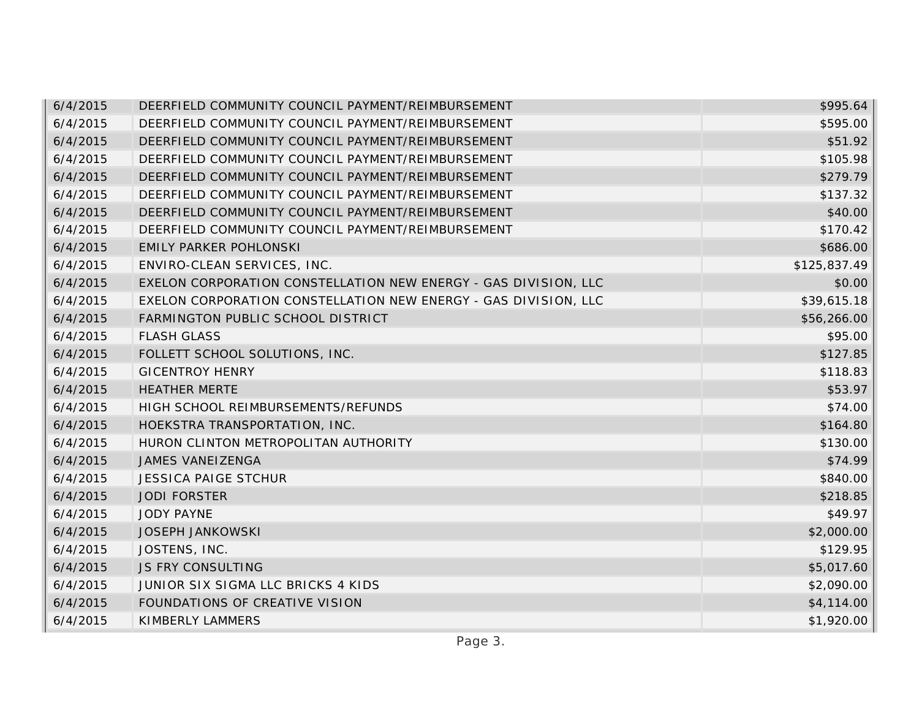| | | |
|---|---|---|
| 6/4/2015 | DEERFIELD COMMUNITY COUNCIL PAYMENT/REIMBURSEMENT | $995.64 |
| 6/4/2015 | DEERFIELD COMMUNITY COUNCIL PAYMENT/REIMBURSEMENT | $595.00 |
| 6/4/2015 | DEERFIELD COMMUNITY COUNCIL PAYMENT/REIMBURSEMENT | $51.92 |
| 6/4/2015 | DEERFIELD COMMUNITY COUNCIL PAYMENT/REIMBURSEMENT | $105.98 |
| 6/4/2015 | DEERFIELD COMMUNITY COUNCIL PAYMENT/REIMBURSEMENT | $279.79 |
| 6/4/2015 | DEERFIELD COMMUNITY COUNCIL PAYMENT/REIMBURSEMENT | $137.32 |
| 6/4/2015 | DEERFIELD COMMUNITY COUNCIL PAYMENT/REIMBURSEMENT | $40.00 |
| 6/4/2015 | DEERFIELD COMMUNITY COUNCIL PAYMENT/REIMBURSEMENT | $170.42 |
| 6/4/2015 | EMILY PARKER POHLONSKI | $686.00 |
| 6/4/2015 | ENVIRO-CLEAN SERVICES, INC. | $125,837.49 |
| 6/4/2015 | EXELON CORPORATION CONSTELLATION NEW ENERGY - GAS DIVISION, LLC | $0.00 |
| 6/4/2015 | EXELON CORPORATION CONSTELLATION NEW ENERGY - GAS DIVISION, LLC | $39,615.18 |
| 6/4/2015 | FARMINGTON PUBLIC SCHOOL DISTRICT | $56,266.00 |
| 6/4/2015 | FLASH GLASS | $95.00 |
| 6/4/2015 | FOLLETT SCHOOL SOLUTIONS, INC. | $127.85 |
| 6/4/2015 | GICENTROY HENRY | $118.83 |
| 6/4/2015 | HEATHER MERTE | $53.97 |
| 6/4/2015 | HIGH SCHOOL REIMBURSEMENTS/REFUNDS | $74.00 |
| 6/4/2015 | HOEKSTRA TRANSPORTATION, INC. | $164.80 |
| 6/4/2015 | HURON CLINTON METROPOLITAN AUTHORITY | $130.00 |
| 6/4/2015 | JAMES VANEIZENGA | $74.99 |
| 6/4/2015 | JESSICA PAIGE STCHUR | $840.00 |
| 6/4/2015 | JODI FORSTER | $218.85 |
| 6/4/2015 | JODY PAYNE | $49.97 |
| 6/4/2015 | JOSEPH JANKOWSKI | $2,000.00 |
| 6/4/2015 | JOSTENS, INC. | $129.95 |
| 6/4/2015 | JS FRY CONSULTING | $5,017.60 |
| 6/4/2015 | JUNIOR SIX SIGMA LLC BRICKS 4 KIDS | $2,090.00 |
| 6/4/2015 | FOUNDATIONS OF CREATIVE VISION | $4,114.00 |
| 6/4/2015 | KIMBERLY LAMMERS | $1,920.00 |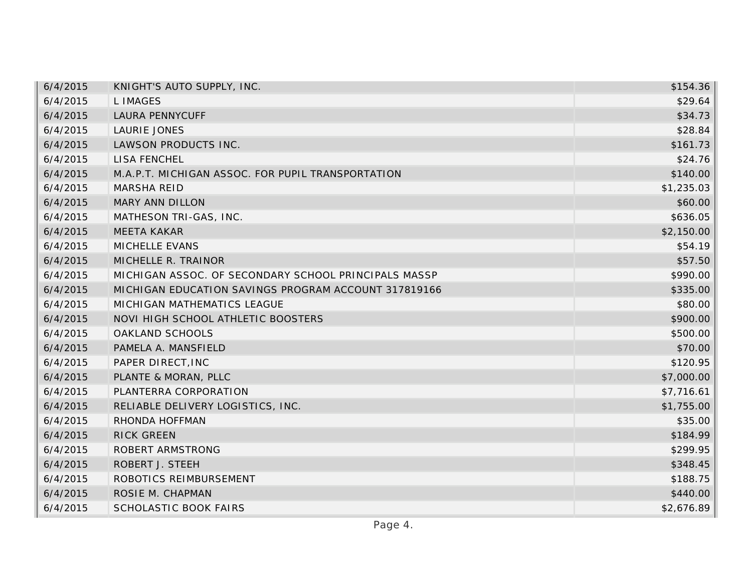| | | |
|---|---|---|
| 6/4/2015 | KNIGHT'S AUTO SUPPLY, INC. | $154.36 |
| 6/4/2015 | L IMAGES | $29.64 |
| 6/4/2015 | LAURA PENNYCUFF | $34.73 |
| 6/4/2015 | LAURIE JONES | $28.84 |
| 6/4/2015 | LAWSON PRODUCTS INC. | $161.73 |
| 6/4/2015 | LISA FENCHEL | $24.76 |
| 6/4/2015 | M.A.P.T. MICHIGAN ASSOC. FOR PUPIL TRANSPORTATION | $140.00 |
| 6/4/2015 | MARSHA REID | $1,235.03 |
| 6/4/2015 | MARY ANN DILLON | $60.00 |
| 6/4/2015 | MATHESON TRI-GAS, INC. | $636.05 |
| 6/4/2015 | MEETA KAKAR | $2,150.00 |
| 6/4/2015 | MICHELLE EVANS | $54.19 |
| 6/4/2015 | MICHELLE R. TRAINOR | $57.50 |
| 6/4/2015 | MICHIGAN ASSOC. OF SECONDARY SCHOOL PRINCIPALS MASSP | $990.00 |
| 6/4/2015 | MICHIGAN EDUCATION SAVINGS PROGRAM ACCOUNT 317819166 | $335.00 |
| 6/4/2015 | MICHIGAN MATHEMATICS LEAGUE | $80.00 |
| 6/4/2015 | NOVI HIGH SCHOOL ATHLETIC BOOSTERS | $900.00 |
| 6/4/2015 | OAKLAND SCHOOLS | $500.00 |
| 6/4/2015 | PAMELA A. MANSFIELD | $70.00 |
| 6/4/2015 | PAPER DIRECT,INC | $120.95 |
| 6/4/2015 | PLANTE & MORAN, PLLC | $7,000.00 |
| 6/4/2015 | PLANTERRA CORPORATION | $7,716.61 |
| 6/4/2015 | RELIABLE DELIVERY LOGISTICS, INC. | $1,755.00 |
| 6/4/2015 | RHONDA HOFFMAN | $35.00 |
| 6/4/2015 | RICK GREEN | $184.99 |
| 6/4/2015 | ROBERT ARMSTRONG | $299.95 |
| 6/4/2015 | ROBERT J. STEEH | $348.45 |
| 6/4/2015 | ROBOTICS REIMBURSEMENT | $188.75 |
| 6/4/2015 | ROSIE M. CHAPMAN | $440.00 |
| 6/4/2015 | SCHOLASTIC BOOK FAIRS | $2,676.89 |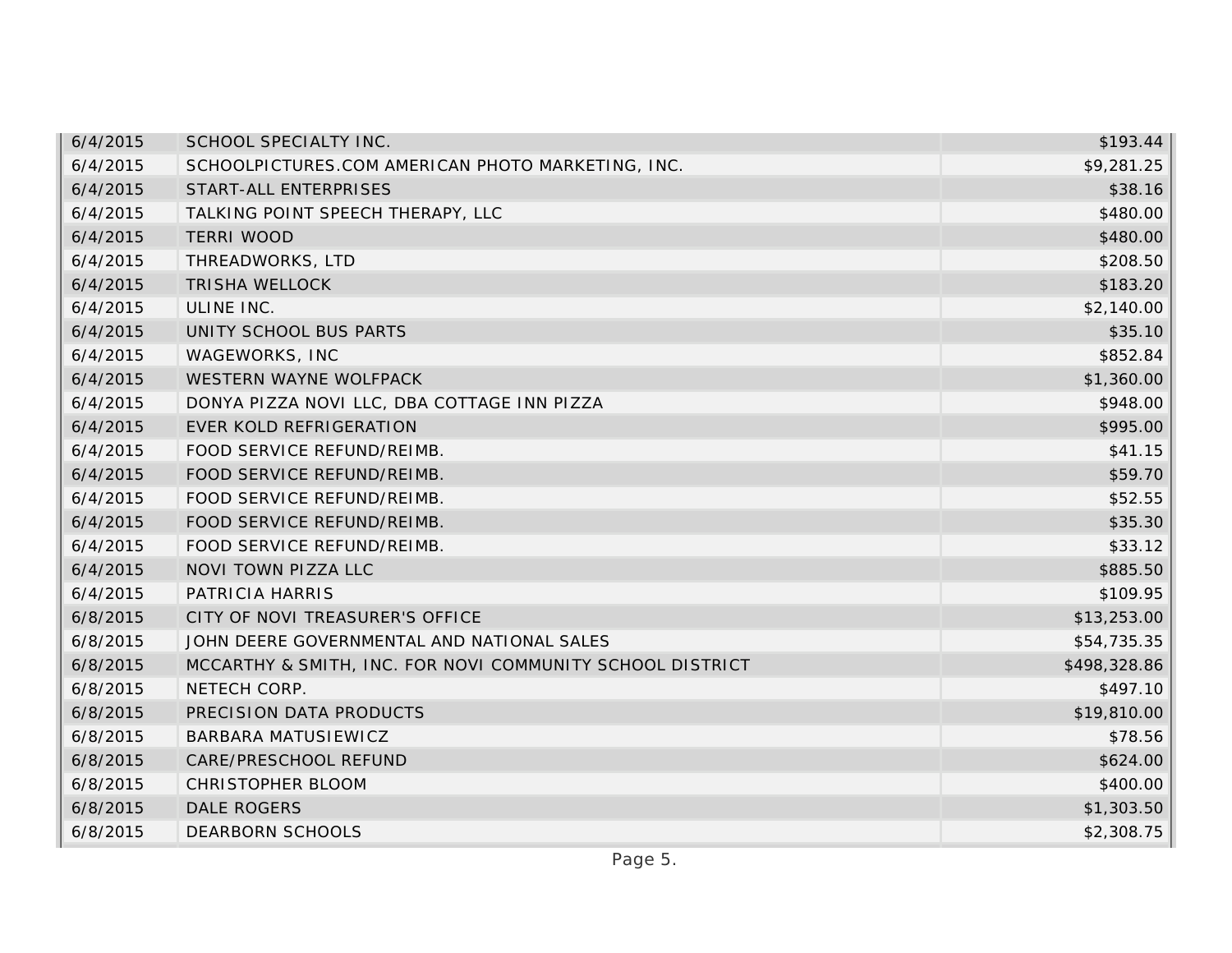| | | |
|---|---|---|
| 6/4/2015 | SCHOOL SPECIALTY INC. | $193.44 |
| 6/4/2015 | SCHOOLPICTURES.COM AMERICAN PHOTO MARKETING, INC. | $9,281.25 |
| 6/4/2015 | START-ALL ENTERPRISES | $38.16 |
| 6/4/2015 | TALKING POINT SPEECH THERAPY, LLC | $480.00 |
| 6/4/2015 | TERRI WOOD | $480.00 |
| 6/4/2015 | THREADWORKS, LTD | $208.50 |
| 6/4/2015 | TRISHA WELLOCK | $183.20 |
| 6/4/2015 | ULINE INC. | $2,140.00 |
| 6/4/2015 | UNITY SCHOOL BUS PARTS | $35.10 |
| 6/4/2015 | WAGEWORKS, INC | $852.84 |
| 6/4/2015 | WESTERN WAYNE WOLFPACK | $1,360.00 |
| 6/4/2015 | DONYA PIZZA NOVI LLC, DBA COTTAGE INN PIZZA | $948.00 |
| 6/4/2015 | EVER KOLD REFRIGERATION | $995.00 |
| 6/4/2015 | FOOD SERVICE REFUND/REIMB. | $41.15 |
| 6/4/2015 | FOOD SERVICE REFUND/REIMB. | $59.70 |
| 6/4/2015 | FOOD SERVICE REFUND/REIMB. | $52.55 |
| 6/4/2015 | FOOD SERVICE REFUND/REIMB. | $35.30 |
| 6/4/2015 | FOOD SERVICE REFUND/REIMB. | $33.12 |
| 6/4/2015 | NOVI TOWN PIZZA LLC | $885.50 |
| 6/4/2015 | PATRICIA HARRIS | $109.95 |
| 6/8/2015 | CITY OF NOVI TREASURER'S OFFICE | $13,253.00 |
| 6/8/2015 | JOHN DEERE GOVERNMENTAL AND NATIONAL SALES | $54,735.35 |
| 6/8/2015 | MCCARTHY & SMITH, INC. FOR NOVI COMMUNITY SCHOOL DISTRICT | $498,328.86 |
| 6/8/2015 | NETECH CORP. | $497.10 |
| 6/8/2015 | PRECISION DATA PRODUCTS | $19,810.00 |
| 6/8/2015 | BARBARA MATUSIEWICZ | $78.56 |
| 6/8/2015 | CARE/PRESCHOOL REFUND | $624.00 |
| 6/8/2015 | CHRISTOPHER BLOOM | $400.00 |
| 6/8/2015 | DALE ROGERS | $1,303.50 |
| 6/8/2015 | DEARBORN SCHOOLS | $2,308.75 |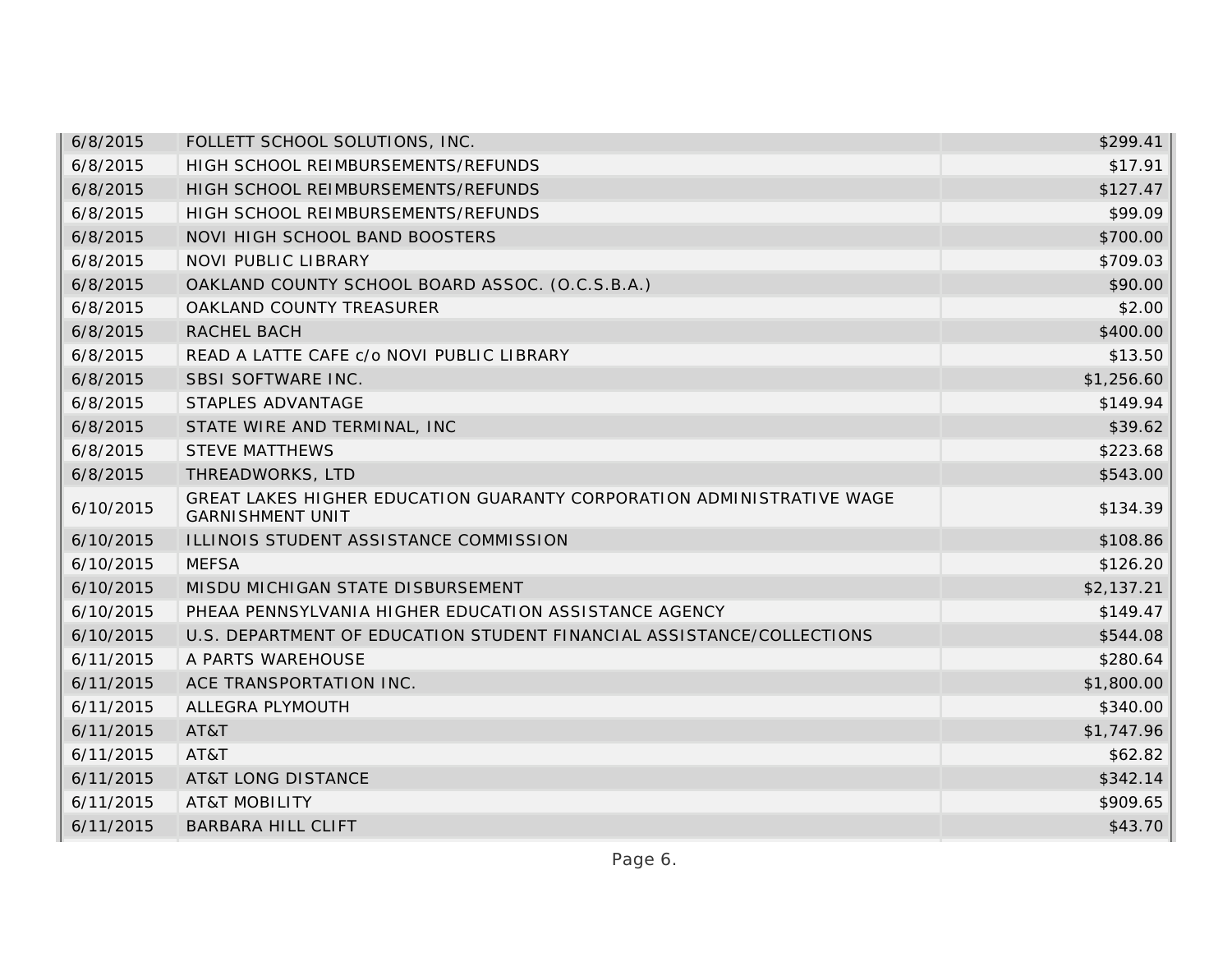| | | |
|---|---|---|
| 6/8/2015 | FOLLETT SCHOOL SOLUTIONS, INC. | $299.41 |
| 6/8/2015 | HIGH SCHOOL REIMBURSEMENTS/REFUNDS | $17.91 |
| 6/8/2015 | HIGH SCHOOL REIMBURSEMENTS/REFUNDS | $127.47 |
| 6/8/2015 | HIGH SCHOOL REIMBURSEMENTS/REFUNDS | $99.09 |
| 6/8/2015 | NOVI HIGH SCHOOL BAND BOOSTERS | $700.00 |
| 6/8/2015 | NOVI PUBLIC LIBRARY | $709.03 |
| 6/8/2015 | OAKLAND COUNTY SCHOOL BOARD ASSOC. (O.C.S.B.A.) | $90.00 |
| 6/8/2015 | OAKLAND COUNTY TREASURER | $2.00 |
| 6/8/2015 | RACHEL BACH | $400.00 |
| 6/8/2015 | READ A LATTE CAFE c/o NOVI PUBLIC LIBRARY | $13.50 |
| 6/8/2015 | SBSI SOFTWARE INC. | $1,256.60 |
| 6/8/2015 | STAPLES ADVANTAGE | $149.94 |
| 6/8/2015 | STATE WIRE AND TERMINAL, INC | $39.62 |
| 6/8/2015 | STEVE MATTHEWS | $223.68 |
| 6/8/2015 | THREADWORKS, LTD | $543.00 |
| 6/10/2015 | GREAT LAKES HIGHER EDUCATION GUARANTY CORPORATION ADMINISTRATIVE WAGE GARNISHMENT UNIT | $134.39 |
| 6/10/2015 | ILLINOIS STUDENT ASSISTANCE COMMISSION | $108.86 |
| 6/10/2015 | MEFSA | $126.20 |
| 6/10/2015 | MISDU MICHIGAN STATE DISBURSEMENT | $2,137.21 |
| 6/10/2015 | PHEAA PENNSYLVANIA HIGHER EDUCATION ASSISTANCE AGENCY | $149.47 |
| 6/10/2015 | U.S. DEPARTMENT OF EDUCATION STUDENT FINANCIAL ASSISTANCE/COLLECTIONS | $544.08 |
| 6/11/2015 | A PARTS WAREHOUSE | $280.64 |
| 6/11/2015 | ACE TRANSPORTATION INC. | $1,800.00 |
| 6/11/2015 | ALLEGRA PLYMOUTH | $340.00 |
| 6/11/2015 | AT&T | $1,747.96 |
| 6/11/2015 | AT&T | $62.82 |
| 6/11/2015 | AT&T LONG DISTANCE | $342.14 |
| 6/11/2015 | AT&T MOBILITY | $909.65 |
| 6/11/2015 | BARBARA HILL CLIFT | $43.70 |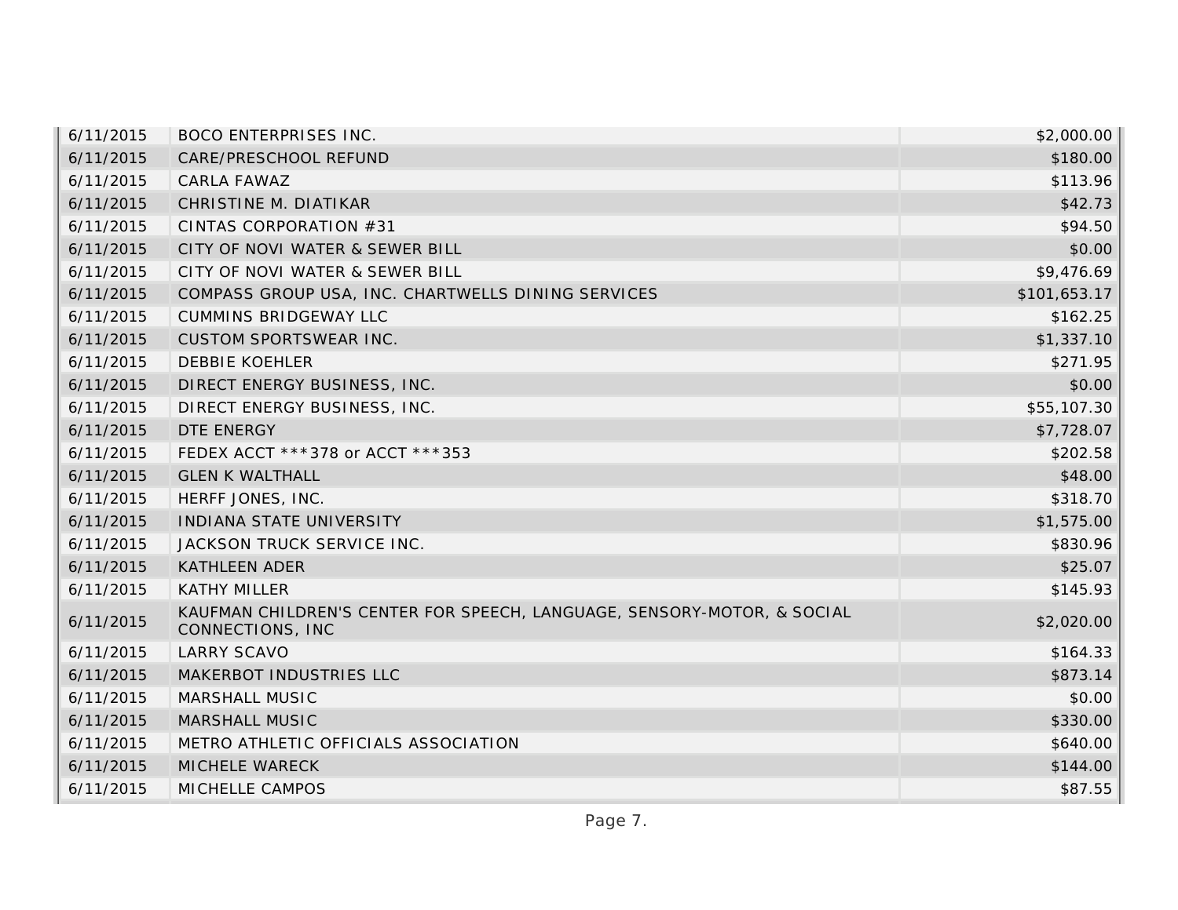| | | |
|---|---|---|
| 6/11/2015 | BOCO ENTERPRISES INC. | $2,000.00 |
| 6/11/2015 | CARE/PRESCHOOL REFUND | $180.00 |
| 6/11/2015 | CARLA FAWAZ | $113.96 |
| 6/11/2015 | CHRISTINE M. DIATIKAR | $42.73 |
| 6/11/2015 | CINTAS CORPORATION #31 | $94.50 |
| 6/11/2015 | CITY OF NOVI WATER & SEWER BILL | $0.00 |
| 6/11/2015 | CITY OF NOVI WATER & SEWER BILL | $9,476.69 |
| 6/11/2015 | COMPASS GROUP USA, INC. CHARTWELLS DINING SERVICES | $101,653.17 |
| 6/11/2015 | CUMMINS BRIDGEWAY LLC | $162.25 |
| 6/11/2015 | CUSTOM SPORTSWEAR INC. | $1,337.10 |
| 6/11/2015 | DEBBIE KOEHLER | $271.95 |
| 6/11/2015 | DIRECT ENERGY BUSINESS, INC. | $0.00 |
| 6/11/2015 | DIRECT ENERGY BUSINESS, INC. | $55,107.30 |
| 6/11/2015 | DTE ENERGY | $7,728.07 |
| 6/11/2015 | FEDEX ACCT ***378 or ACCT ***353 | $202.58 |
| 6/11/2015 | GLEN K WALTHALL | $48.00 |
| 6/11/2015 | HERFF JONES, INC. | $318.70 |
| 6/11/2015 | INDIANA STATE UNIVERSITY | $1,575.00 |
| 6/11/2015 | JACKSON TRUCK SERVICE INC. | $830.96 |
| 6/11/2015 | KATHLEEN ADER | $25.07 |
| 6/11/2015 | KATHY MILLER | $145.93 |
| 6/11/2015 | KAUFMAN CHILDREN'S CENTER FOR SPEECH, LANGUAGE, SENSORY-MOTOR, & SOCIAL CONNECTIONS, INC | $2,020.00 |
| 6/11/2015 | LARRY SCAVO | $164.33 |
| 6/11/2015 | MAKERBOT INDUSTRIES LLC | $873.14 |
| 6/11/2015 | MARSHALL MUSIC | $0.00 |
| 6/11/2015 | MARSHALL MUSIC | $330.00 |
| 6/11/2015 | METRO ATHLETIC OFFICIALS ASSOCIATION | $640.00 |
| 6/11/2015 | MICHELE WARECK | $144.00 |
| 6/11/2015 | MICHELLE CAMPOS | $87.55 |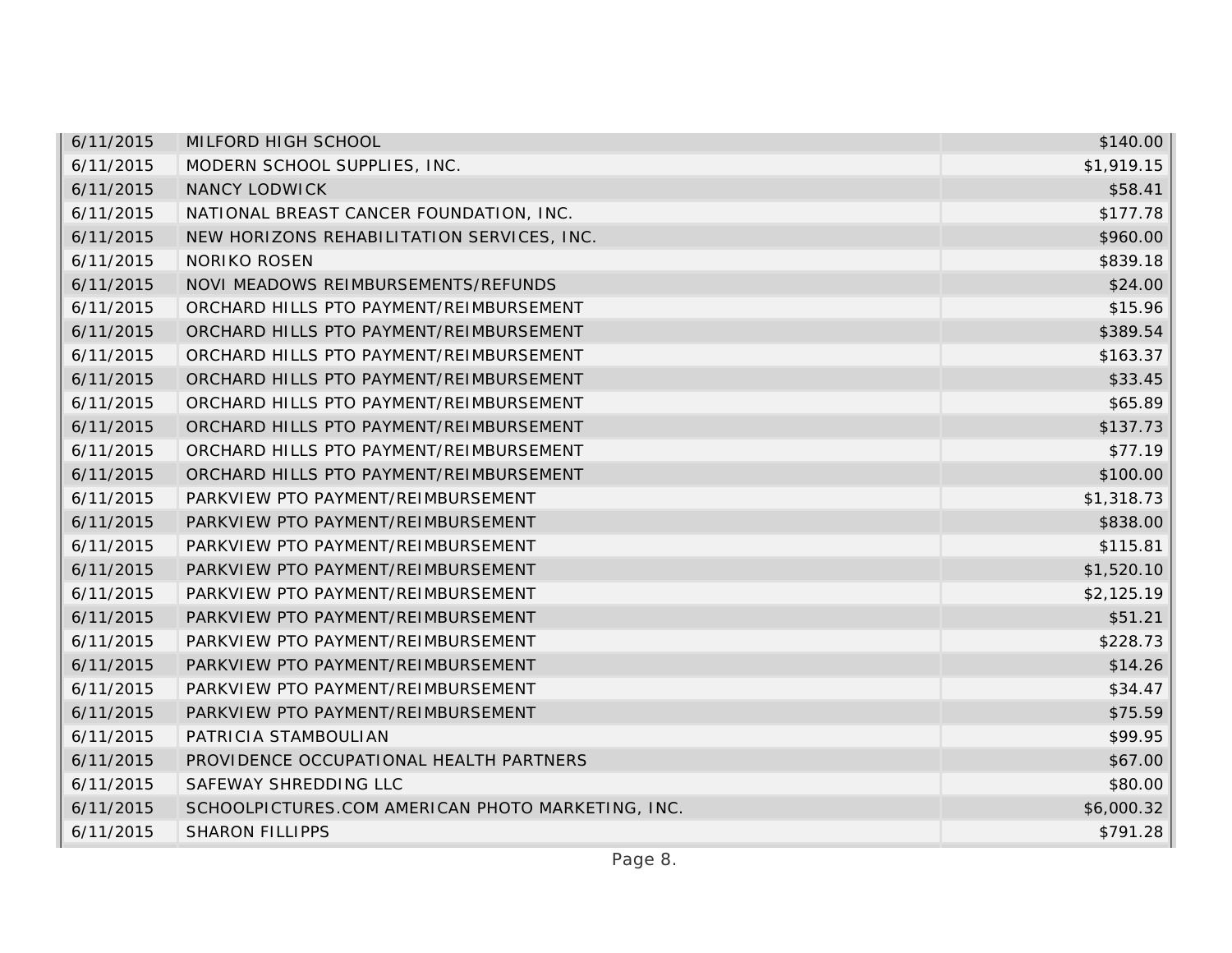| | | |
|---|---|---|
| 6/11/2015 | MILFORD HIGH SCHOOL | $140.00 |
| 6/11/2015 | MODERN SCHOOL SUPPLIES, INC. | $1,919.15 |
| 6/11/2015 | NANCY LODWICK | $58.41 |
| 6/11/2015 | NATIONAL BREAST CANCER FOUNDATION, INC. | $177.78 |
| 6/11/2015 | NEW HORIZONS REHABILITATION SERVICES, INC. | $960.00 |
| 6/11/2015 | NORIKO ROSEN | $839.18 |
| 6/11/2015 | NOVI MEADOWS REIMBURSEMENTS/REFUNDS | $24.00 |
| 6/11/2015 | ORCHARD HILLS PTO PAYMENT/REIMBURSEMENT | $15.96 |
| 6/11/2015 | ORCHARD HILLS PTO PAYMENT/REIMBURSEMENT | $389.54 |
| 6/11/2015 | ORCHARD HILLS PTO PAYMENT/REIMBURSEMENT | $163.37 |
| 6/11/2015 | ORCHARD HILLS PTO PAYMENT/REIMBURSEMENT | $33.45 |
| 6/11/2015 | ORCHARD HILLS PTO PAYMENT/REIMBURSEMENT | $65.89 |
| 6/11/2015 | ORCHARD HILLS PTO PAYMENT/REIMBURSEMENT | $137.73 |
| 6/11/2015 | ORCHARD HILLS PTO PAYMENT/REIMBURSEMENT | $77.19 |
| 6/11/2015 | ORCHARD HILLS PTO PAYMENT/REIMBURSEMENT | $100.00 |
| 6/11/2015 | PARKVIEW PTO PAYMENT/REIMBURSEMENT | $1,318.73 |
| 6/11/2015 | PARKVIEW PTO PAYMENT/REIMBURSEMENT | $838.00 |
| 6/11/2015 | PARKVIEW PTO PAYMENT/REIMBURSEMENT | $115.81 |
| 6/11/2015 | PARKVIEW PTO PAYMENT/REIMBURSEMENT | $1,520.10 |
| 6/11/2015 | PARKVIEW PTO PAYMENT/REIMBURSEMENT | $2,125.19 |
| 6/11/2015 | PARKVIEW PTO PAYMENT/REIMBURSEMENT | $51.21 |
| 6/11/2015 | PARKVIEW PTO PAYMENT/REIMBURSEMENT | $228.73 |
| 6/11/2015 | PARKVIEW PTO PAYMENT/REIMBURSEMENT | $14.26 |
| 6/11/2015 | PARKVIEW PTO PAYMENT/REIMBURSEMENT | $34.47 |
| 6/11/2015 | PARKVIEW PTO PAYMENT/REIMBURSEMENT | $75.59 |
| 6/11/2015 | PATRICIA STAMBOULIAN | $99.95 |
| 6/11/2015 | PROVIDENCE OCCUPATIONAL HEALTH PARTNERS | $67.00 |
| 6/11/2015 | SAFEWAY SHREDDING LLC | $80.00 |
| 6/11/2015 | SCHOOLPICTURES.COM AMERICAN PHOTO MARKETING, INC. | $6,000.32 |
| 6/11/2015 | SHARON FILLIPPS | $791.28 |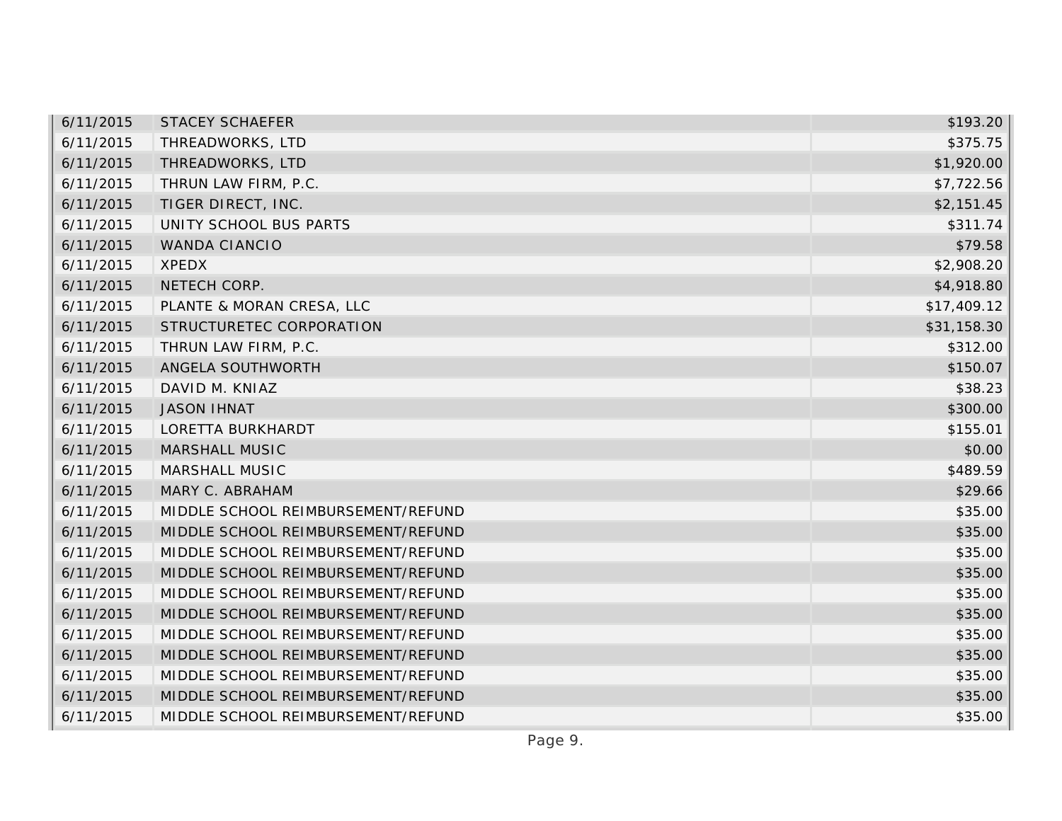| | | |
|---|---|---|
| 6/11/2015 | STACEY SCHAEFER | $193.20 |
| 6/11/2015 | THREADWORKS, LTD | $375.75 |
| 6/11/2015 | THREADWORKS, LTD | $1,920.00 |
| 6/11/2015 | THRUN LAW FIRM, P.C. | $7,722.56 |
| 6/11/2015 | TIGER DIRECT, INC. | $2,151.45 |
| 6/11/2015 | UNITY SCHOOL BUS PARTS | $311.74 |
| 6/11/2015 | WANDA CIANCIO | $79.58 |
| 6/11/2015 | XPEDX | $2,908.20 |
| 6/11/2015 | NETECH CORP. | $4,918.80 |
| 6/11/2015 | PLANTE & MORAN CRESA, LLC | $17,409.12 |
| 6/11/2015 | STRUCTURETEC CORPORATION | $31,158.30 |
| 6/11/2015 | THRUN LAW FIRM, P.C. | $312.00 |
| 6/11/2015 | ANGELA SOUTHWORTH | $150.07 |
| 6/11/2015 | DAVID M. KNIAZ | $38.23 |
| 6/11/2015 | JASON IHNAT | $300.00 |
| 6/11/2015 | LORETTA BURKHARDT | $155.01 |
| 6/11/2015 | MARSHALL MUSIC | $0.00 |
| 6/11/2015 | MARSHALL MUSIC | $489.59 |
| 6/11/2015 | MARY C. ABRAHAM | $29.66 |
| 6/11/2015 | MIDDLE SCHOOL REIMBURSEMENT/REFUND | $35.00 |
| 6/11/2015 | MIDDLE SCHOOL REIMBURSEMENT/REFUND | $35.00 |
| 6/11/2015 | MIDDLE SCHOOL REIMBURSEMENT/REFUND | $35.00 |
| 6/11/2015 | MIDDLE SCHOOL REIMBURSEMENT/REFUND | $35.00 |
| 6/11/2015 | MIDDLE SCHOOL REIMBURSEMENT/REFUND | $35.00 |
| 6/11/2015 | MIDDLE SCHOOL REIMBURSEMENT/REFUND | $35.00 |
| 6/11/2015 | MIDDLE SCHOOL REIMBURSEMENT/REFUND | $35.00 |
| 6/11/2015 | MIDDLE SCHOOL REIMBURSEMENT/REFUND | $35.00 |
| 6/11/2015 | MIDDLE SCHOOL REIMBURSEMENT/REFUND | $35.00 |
| 6/11/2015 | MIDDLE SCHOOL REIMBURSEMENT/REFUND | $35.00 |
| 6/11/2015 | MIDDLE SCHOOL REIMBURSEMENT/REFUND | $35.00 |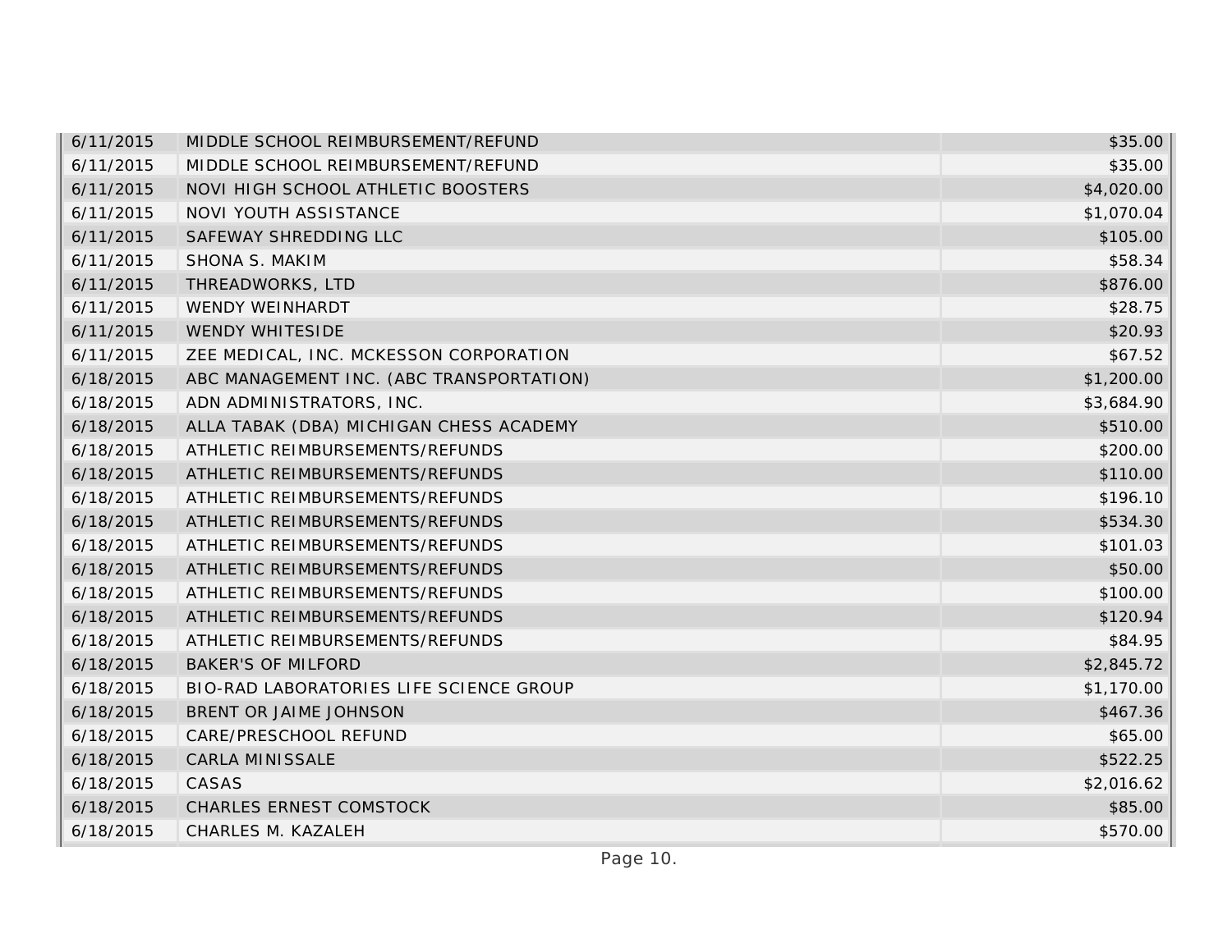| | | |
|---|---|---|
| 6/11/2015 | MIDDLE SCHOOL REIMBURSEMENT/REFUND | $35.00 |
| 6/11/2015 | MIDDLE SCHOOL REIMBURSEMENT/REFUND | $35.00 |
| 6/11/2015 | NOVI HIGH SCHOOL ATHLETIC BOOSTERS | $4,020.00 |
| 6/11/2015 | NOVI YOUTH ASSISTANCE | $1,070.04 |
| 6/11/2015 | SAFEWAY SHREDDING LLC | $105.00 |
| 6/11/2015 | SHONA S. MAKIM | $58.34 |
| 6/11/2015 | THREADWORKS, LTD | $876.00 |
| 6/11/2015 | WENDY WEINHARDT | $28.75 |
| 6/11/2015 | WENDY WHITESIDE | $20.93 |
| 6/11/2015 | ZEE MEDICAL, INC. MCKESSON CORPORATION | $67.52 |
| 6/18/2015 | ABC MANAGEMENT INC. (ABC TRANSPORTATION) | $1,200.00 |
| 6/18/2015 | ADN ADMINISTRATORS, INC. | $3,684.90 |
| 6/18/2015 | ALLA TABAK (DBA) MICHIGAN CHESS ACADEMY | $510.00 |
| 6/18/2015 | ATHLETIC REIMBURSEMENTS/REFUNDS | $200.00 |
| 6/18/2015 | ATHLETIC REIMBURSEMENTS/REFUNDS | $110.00 |
| 6/18/2015 | ATHLETIC REIMBURSEMENTS/REFUNDS | $196.10 |
| 6/18/2015 | ATHLETIC REIMBURSEMENTS/REFUNDS | $534.30 |
| 6/18/2015 | ATHLETIC REIMBURSEMENTS/REFUNDS | $101.03 |
| 6/18/2015 | ATHLETIC REIMBURSEMENTS/REFUNDS | $50.00 |
| 6/18/2015 | ATHLETIC REIMBURSEMENTS/REFUNDS | $100.00 |
| 6/18/2015 | ATHLETIC REIMBURSEMENTS/REFUNDS | $120.94 |
| 6/18/2015 | ATHLETIC REIMBURSEMENTS/REFUNDS | $84.95 |
| 6/18/2015 | BAKER'S OF MILFORD | $2,845.72 |
| 6/18/2015 | BIO-RAD LABORATORIES LIFE SCIENCE GROUP | $1,170.00 |
| 6/18/2015 | BRENT OR JAIME JOHNSON | $467.36 |
| 6/18/2015 | CARE/PRESCHOOL REFUND | $65.00 |
| 6/18/2015 | CARLA MINISSALE | $522.25 |
| 6/18/2015 | CASAS | $2,016.62 |
| 6/18/2015 | CHARLES ERNEST COMSTOCK | $85.00 |
| 6/18/2015 | CHARLES M. KAZALEH | $570.00 |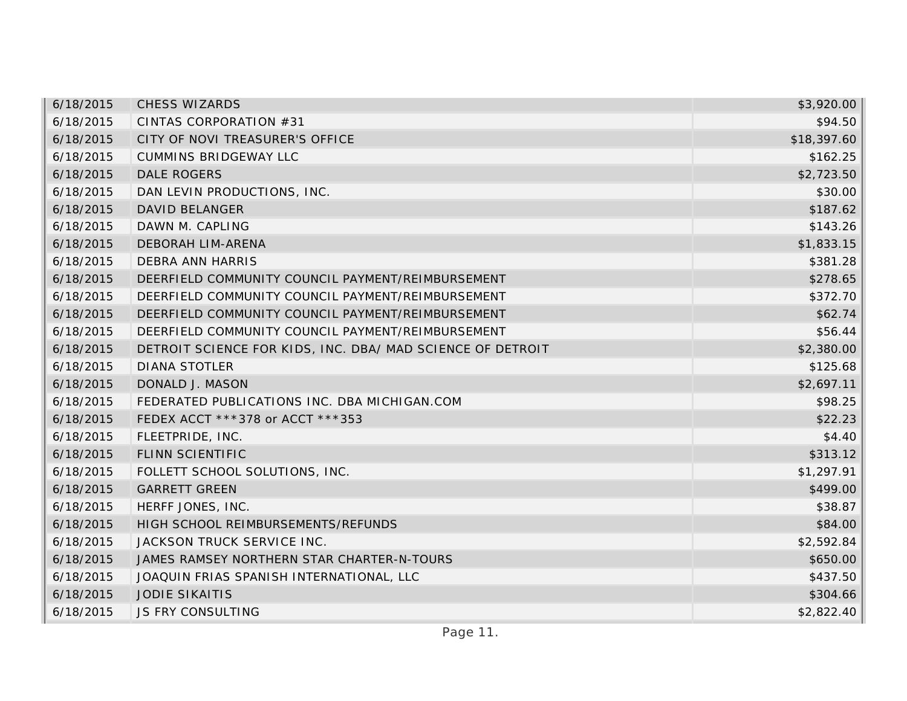| | | |
|---|---|---|
| 6/18/2015 | CHESS WIZARDS | $3,920.00 |
| 6/18/2015 | CINTAS CORPORATION #31 | $94.50 |
| 6/18/2015 | CITY OF NOVI TREASURER'S OFFICE | $18,397.60 |
| 6/18/2015 | CUMMINS BRIDGEWAY LLC | $162.25 |
| 6/18/2015 | DALE ROGERS | $2,723.50 |
| 6/18/2015 | DAN LEVIN PRODUCTIONS, INC. | $30.00 |
| 6/18/2015 | DAVID BELANGER | $187.62 |
| 6/18/2015 | DAWN M. CAPLING | $143.26 |
| 6/18/2015 | DEBORAH LIM-ARENA | $1,833.15 |
| 6/18/2015 | DEBRA ANN HARRIS | $381.28 |
| 6/18/2015 | DEERFIELD COMMUNITY COUNCIL PAYMENT/REIMBURSEMENT | $278.65 |
| 6/18/2015 | DEERFIELD COMMUNITY COUNCIL PAYMENT/REIMBURSEMENT | $372.70 |
| 6/18/2015 | DEERFIELD COMMUNITY COUNCIL PAYMENT/REIMBURSEMENT | $62.74 |
| 6/18/2015 | DEERFIELD COMMUNITY COUNCIL PAYMENT/REIMBURSEMENT | $56.44 |
| 6/18/2015 | DETROIT SCIENCE FOR KIDS, INC. DBA/ MAD SCIENCE OF DETROIT | $2,380.00 |
| 6/18/2015 | DIANA STOTLER | $125.68 |
| 6/18/2015 | DONALD J. MASON | $2,697.11 |
| 6/18/2015 | FEDERATED PUBLICATIONS INC. DBA MICHIGAN.COM | $98.25 |
| 6/18/2015 | FEDEX ACCT ***378 or ACCT ***353 | $22.23 |
| 6/18/2015 | FLEETPRIDE, INC. | $4.40 |
| 6/18/2015 | FLINN SCIENTIFIC | $313.12 |
| 6/18/2015 | FOLLETT SCHOOL SOLUTIONS, INC. | $1,297.91 |
| 6/18/2015 | GARRETT GREEN | $499.00 |
| 6/18/2015 | HERFF JONES, INC. | $38.87 |
| 6/18/2015 | HIGH SCHOOL REIMBURSEMENTS/REFUNDS | $84.00 |
| 6/18/2015 | JACKSON TRUCK SERVICE INC. | $2,592.84 |
| 6/18/2015 | JAMES RAMSEY NORTHERN STAR CHARTER-N-TOURS | $650.00 |
| 6/18/2015 | JOAQUIN FRIAS SPANISH INTERNATIONAL, LLC | $437.50 |
| 6/18/2015 | JODIE SIKAITIS | $304.66 |
| 6/18/2015 | JS FRY CONSULTING | $2,822.40 |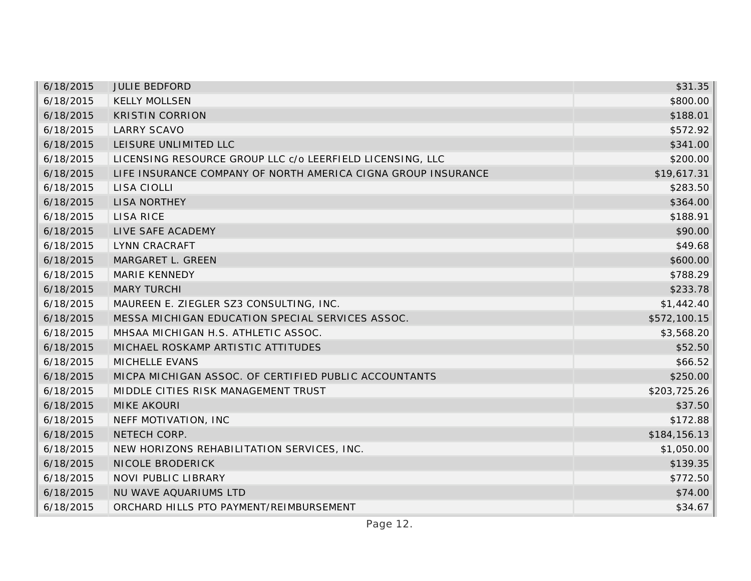| | | |
|---|---|---|
| 6/18/2015 | JULIE BEDFORD | $31.35 |
| 6/18/2015 | KELLY MOLLSEN | $800.00 |
| 6/18/2015 | KRISTIN CORRION | $188.01 |
| 6/18/2015 | LARRY SCAVO | $572.92 |
| 6/18/2015 | LEISURE UNLIMITED LLC | $341.00 |
| 6/18/2015 | LICENSING RESOURCE GROUP LLC c/o LEERFIELD LICENSING, LLC | $200.00 |
| 6/18/2015 | LIFE INSURANCE COMPANY OF NORTH AMERICA CIGNA GROUP INSURANCE | $19,617.31 |
| 6/18/2015 | LISA CIOLLI | $283.50 |
| 6/18/2015 | LISA NORTHEY | $364.00 |
| 6/18/2015 | LISA RICE | $188.91 |
| 6/18/2015 | LIVE SAFE ACADEMY | $90.00 |
| 6/18/2015 | LYNN CRACRAFT | $49.68 |
| 6/18/2015 | MARGARET L. GREEN | $600.00 |
| 6/18/2015 | MARIE KENNEDY | $788.29 |
| 6/18/2015 | MARY TURCHI | $233.78 |
| 6/18/2015 | MAUREEN E. ZIEGLER SZ3 CONSULTING, INC. | $1,442.40 |
| 6/18/2015 | MESSA MICHIGAN EDUCATION SPECIAL SERVICES ASSOC. | $572,100.15 |
| 6/18/2015 | MHSAA MICHIGAN H.S. ATHLETIC ASSOC. | $3,568.20 |
| 6/18/2015 | MICHAEL ROSKAMP ARTISTIC ATTITUDES | $52.50 |
| 6/18/2015 | MICHELLE EVANS | $66.52 |
| 6/18/2015 | MICPA MICHIGAN ASSOC. OF CERTIFIED PUBLIC ACCOUNTANTS | $250.00 |
| 6/18/2015 | MIDDLE CITIES RISK MANAGEMENT TRUST | $203,725.26 |
| 6/18/2015 | MIKE AKOURI | $37.50 |
| 6/18/2015 | NEFF MOTIVATION, INC | $172.88 |
| 6/18/2015 | NETECH CORP. | $184,156.13 |
| 6/18/2015 | NEW HORIZONS REHABILITATION SERVICES, INC. | $1,050.00 |
| 6/18/2015 | NICOLE BRODERICK | $139.35 |
| 6/18/2015 | NOVI PUBLIC LIBRARY | $772.50 |
| 6/18/2015 | NU WAVE AQUARIUMS LTD | $74.00 |
| 6/18/2015 | ORCHARD HILLS PTO PAYMENT/REIMBURSEMENT | $34.67 |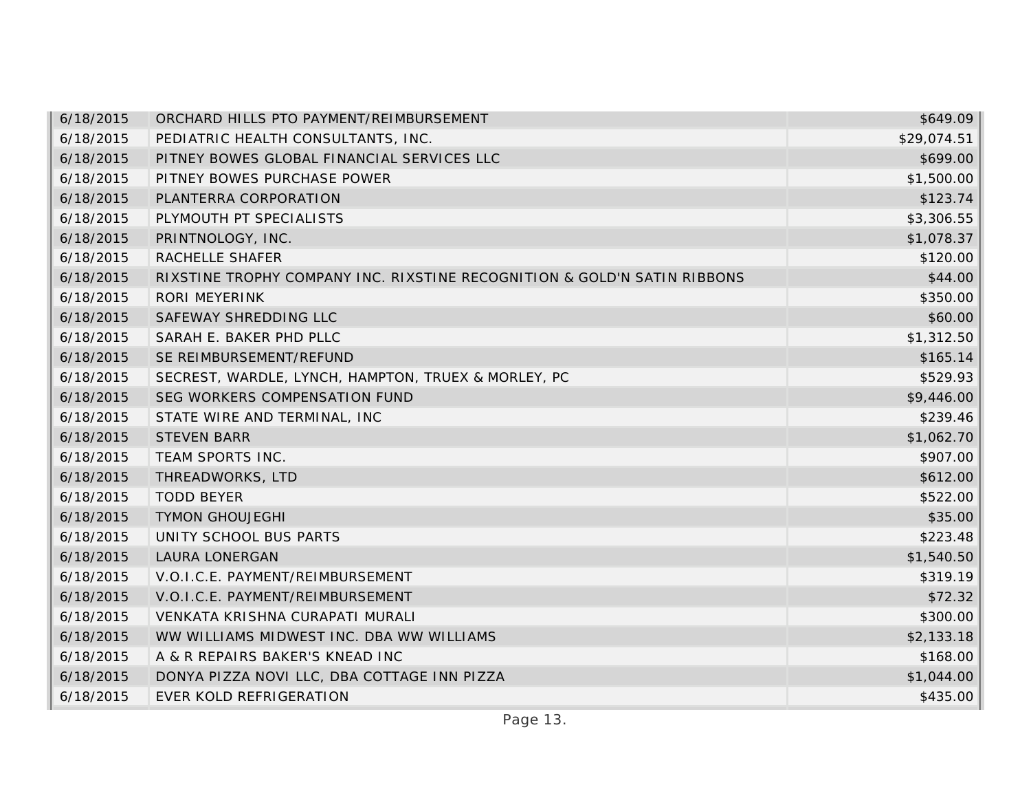| | | |
|---|---|---|
| 6/18/2015 | ORCHARD HILLS PTO PAYMENT/REIMBURSEMENT | $649.09 |
| 6/18/2015 | PEDIATRIC HEALTH CONSULTANTS, INC. | $29,074.51 |
| 6/18/2015 | PITNEY BOWES GLOBAL FINANCIAL SERVICES LLC | $699.00 |
| 6/18/2015 | PITNEY BOWES PURCHASE POWER | $1,500.00 |
| 6/18/2015 | PLANTERRA CORPORATION | $123.74 |
| 6/18/2015 | PLYMOUTH PT SPECIALISTS | $3,306.55 |
| 6/18/2015 | PRINTNOLOGY, INC. | $1,078.37 |
| 6/18/2015 | RACHELLE SHAFER | $120.00 |
| 6/18/2015 | RIXSTINE TROPHY COMPANY INC. RIXSTINE RECOGNITION & GOLD'N SATIN RIBBONS | $44.00 |
| 6/18/2015 | RORI MEYERINK | $350.00 |
| 6/18/2015 | SAFEWAY SHREDDING LLC | $60.00 |
| 6/18/2015 | SARAH E. BAKER PHD PLLC | $1,312.50 |
| 6/18/2015 | SE REIMBURSEMENT/REFUND | $165.14 |
| 6/18/2015 | SECREST, WARDLE, LYNCH, HAMPTON, TRUEX & MORLEY, PC | $529.93 |
| 6/18/2015 | SEG WORKERS COMPENSATION FUND | $9,446.00 |
| 6/18/2015 | STATE WIRE AND TERMINAL, INC | $239.46 |
| 6/18/2015 | STEVEN BARR | $1,062.70 |
| 6/18/2015 | TEAM SPORTS INC. | $907.00 |
| 6/18/2015 | THREADWORKS, LTD | $612.00 |
| 6/18/2015 | TODD BEYER | $522.00 |
| 6/18/2015 | TYMON GHOUJEGHI | $35.00 |
| 6/18/2015 | UNITY SCHOOL BUS PARTS | $223.48 |
| 6/18/2015 | LAURA LONERGAN | $1,540.50 |
| 6/18/2015 | V.O.I.C.E. PAYMENT/REIMBURSEMENT | $319.19 |
| 6/18/2015 | V.O.I.C.E. PAYMENT/REIMBURSEMENT | $72.32 |
| 6/18/2015 | VENKATA KRISHNA CURAPATI MURALI | $300.00 |
| 6/18/2015 | WW WILLIAMS MIDWEST INC. DBA WW WILLIAMS | $2,133.18 |
| 6/18/2015 | A & R REPAIRS BAKER'S KNEAD INC | $168.00 |
| 6/18/2015 | DONYA PIZZA NOVI LLC, DBA COTTAGE INN PIZZA | $1,044.00 |
| 6/18/2015 | EVER KOLD REFRIGERATION | $435.00 |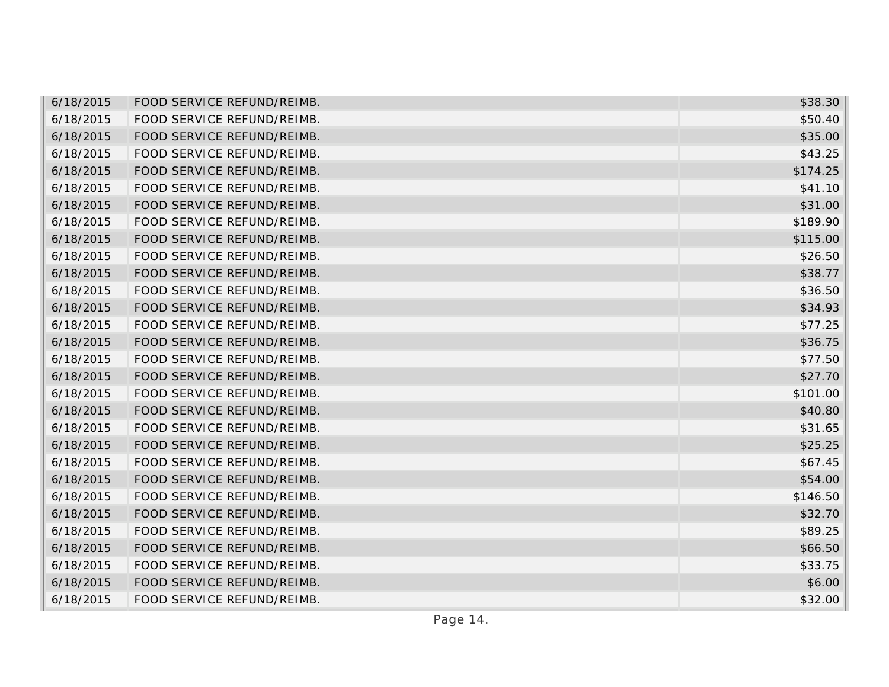| | | |
|---|---|---|
| 6/18/2015 | FOOD SERVICE REFUND/REIMB. | $38.30 |
| 6/18/2015 | FOOD SERVICE REFUND/REIMB. | $50.40 |
| 6/18/2015 | FOOD SERVICE REFUND/REIMB. | $35.00 |
| 6/18/2015 | FOOD SERVICE REFUND/REIMB. | $43.25 |
| 6/18/2015 | FOOD SERVICE REFUND/REIMB. | $174.25 |
| 6/18/2015 | FOOD SERVICE REFUND/REIMB. | $41.10 |
| 6/18/2015 | FOOD SERVICE REFUND/REIMB. | $31.00 |
| 6/18/2015 | FOOD SERVICE REFUND/REIMB. | $189.90 |
| 6/18/2015 | FOOD SERVICE REFUND/REIMB. | $115.00 |
| 6/18/2015 | FOOD SERVICE REFUND/REIMB. | $26.50 |
| 6/18/2015 | FOOD SERVICE REFUND/REIMB. | $38.77 |
| 6/18/2015 | FOOD SERVICE REFUND/REIMB. | $36.50 |
| 6/18/2015 | FOOD SERVICE REFUND/REIMB. | $34.93 |
| 6/18/2015 | FOOD SERVICE REFUND/REIMB. | $77.25 |
| 6/18/2015 | FOOD SERVICE REFUND/REIMB. | $36.75 |
| 6/18/2015 | FOOD SERVICE REFUND/REIMB. | $77.50 |
| 6/18/2015 | FOOD SERVICE REFUND/REIMB. | $27.70 |
| 6/18/2015 | FOOD SERVICE REFUND/REIMB. | $101.00 |
| 6/18/2015 | FOOD SERVICE REFUND/REIMB. | $40.80 |
| 6/18/2015 | FOOD SERVICE REFUND/REIMB. | $31.65 |
| 6/18/2015 | FOOD SERVICE REFUND/REIMB. | $25.25 |
| 6/18/2015 | FOOD SERVICE REFUND/REIMB. | $67.45 |
| 6/18/2015 | FOOD SERVICE REFUND/REIMB. | $54.00 |
| 6/18/2015 | FOOD SERVICE REFUND/REIMB. | $146.50 |
| 6/18/2015 | FOOD SERVICE REFUND/REIMB. | $32.70 |
| 6/18/2015 | FOOD SERVICE REFUND/REIMB. | $89.25 |
| 6/18/2015 | FOOD SERVICE REFUND/REIMB. | $66.50 |
| 6/18/2015 | FOOD SERVICE REFUND/REIMB. | $33.75 |
| 6/18/2015 | FOOD SERVICE REFUND/REIMB. | $6.00 |
| 6/18/2015 | FOOD SERVICE REFUND/REIMB. | $32.00 |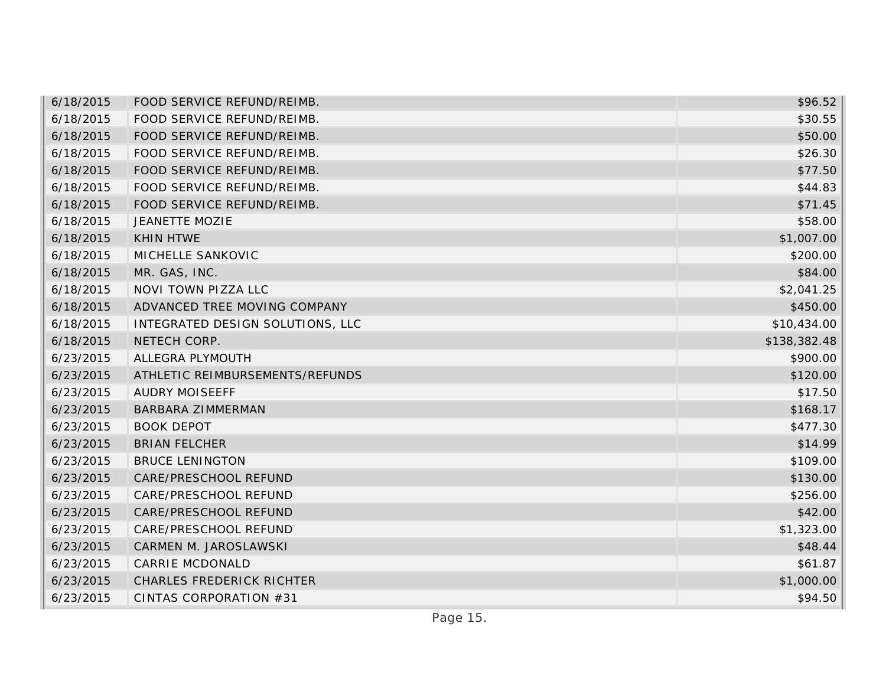| | | |
|---|---|---|
| 6/18/2015 | FOOD SERVICE REFUND/REIMB. | $96.52 |
| 6/18/2015 | FOOD SERVICE REFUND/REIMB. | $30.55 |
| 6/18/2015 | FOOD SERVICE REFUND/REIMB. | $50.00 |
| 6/18/2015 | FOOD SERVICE REFUND/REIMB. | $26.30 |
| 6/18/2015 | FOOD SERVICE REFUND/REIMB. | $77.50 |
| 6/18/2015 | FOOD SERVICE REFUND/REIMB. | $44.83 |
| 6/18/2015 | FOOD SERVICE REFUND/REIMB. | $71.45 |
| 6/18/2015 | JEANETTE MOZIE | $58.00 |
| 6/18/2015 | KHIN HTWE | $1,007.00 |
| 6/18/2015 | MICHELLE SANKOVIC | $200.00 |
| 6/18/2015 | MR. GAS, INC. | $84.00 |
| 6/18/2015 | NOVI TOWN PIZZA LLC | $2,041.25 |
| 6/18/2015 | ADVANCED TREE MOVING COMPANY | $450.00 |
| 6/18/2015 | INTEGRATED DESIGN SOLUTIONS, LLC | $10,434.00 |
| 6/18/2015 | NETECH CORP. | $138,382.48 |
| 6/23/2015 | ALLEGRA PLYMOUTH | $900.00 |
| 6/23/2015 | ATHLETIC REIMBURSEMENTS/REFUNDS | $120.00 |
| 6/23/2015 | AUDRY MOISEEFF | $17.50 |
| 6/23/2015 | BARBARA ZIMMERMAN | $168.17 |
| 6/23/2015 | BOOK DEPOT | $477.30 |
| 6/23/2015 | BRIAN FELCHER | $14.99 |
| 6/23/2015 | BRUCE LENINGTON | $109.00 |
| 6/23/2015 | CARE/PRESCHOOL REFUND | $130.00 |
| 6/23/2015 | CARE/PRESCHOOL REFUND | $256.00 |
| 6/23/2015 | CARE/PRESCHOOL REFUND | $42.00 |
| 6/23/2015 | CARE/PRESCHOOL REFUND | $1,323.00 |
| 6/23/2015 | CARMEN M. JAROSLAWSKI | $48.44 |
| 6/23/2015 | CARRIE MCDONALD | $61.87 |
| 6/23/2015 | CHARLES FREDERICK RICHTER | $1,000.00 |
| 6/23/2015 | CINTAS CORPORATION #31 | $94.50 |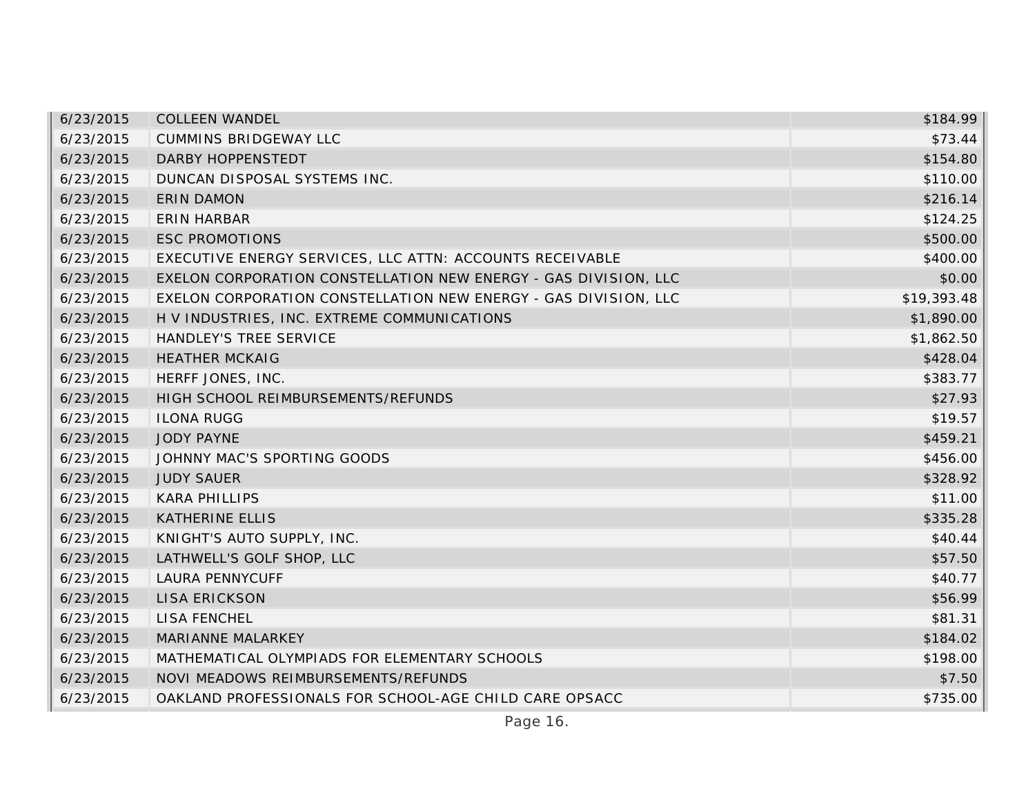| | | |
|---|---|---|
| 6/23/2015 | COLLEEN WANDEL | $184.99 |
| 6/23/2015 | CUMMINS BRIDGEWAY LLC | $73.44 |
| 6/23/2015 | DARBY HOPPENSTEDT | $154.80 |
| 6/23/2015 | DUNCAN DISPOSAL SYSTEMS INC. | $110.00 |
| 6/23/2015 | ERIN DAMON | $216.14 |
| 6/23/2015 | ERIN HARBAR | $124.25 |
| 6/23/2015 | ESC PROMOTIONS | $500.00 |
| 6/23/2015 | EXECUTIVE ENERGY SERVICES, LLC ATTN: ACCOUNTS RECEIVABLE | $400.00 |
| 6/23/2015 | EXELON CORPORATION CONSTELLATION NEW ENERGY - GAS DIVISION, LLC | $0.00 |
| 6/23/2015 | EXELON CORPORATION CONSTELLATION NEW ENERGY - GAS DIVISION, LLC | $19,393.48 |
| 6/23/2015 | H V INDUSTRIES, INC. EXTREME COMMUNICATIONS | $1,890.00 |
| 6/23/2015 | HANDLEY'S TREE SERVICE | $1,862.50 |
| 6/23/2015 | HEATHER MCKAIG | $428.04 |
| 6/23/2015 | HERFF JONES, INC. | $383.77 |
| 6/23/2015 | HIGH SCHOOL REIMBURSEMENTS/REFUNDS | $27.93 |
| 6/23/2015 | ILONA RUGG | $19.57 |
| 6/23/2015 | JODY PAYNE | $459.21 |
| 6/23/2015 | JOHNNY MAC'S SPORTING GOODS | $456.00 |
| 6/23/2015 | JUDY SAUER | $328.92 |
| 6/23/2015 | KARA PHILLIPS | $11.00 |
| 6/23/2015 | KATHERINE ELLIS | $335.28 |
| 6/23/2015 | KNIGHT'S AUTO SUPPLY, INC. | $40.44 |
| 6/23/2015 | LATHWELL'S GOLF SHOP, LLC | $57.50 |
| 6/23/2015 | LAURA PENNYCUFF | $40.77 |
| 6/23/2015 | LISA ERICKSON | $56.99 |
| 6/23/2015 | LISA FENCHEL | $81.31 |
| 6/23/2015 | MARIANNE MALARKEY | $184.02 |
| 6/23/2015 | MATHEMATICAL OLYMPIADS FOR ELEMENTARY SCHOOLS | $198.00 |
| 6/23/2015 | NOVI MEADOWS REIMBURSEMENTS/REFUNDS | $7.50 |
| 6/23/2015 | OAKLAND PROFESSIONALS FOR SCHOOL-AGE CHILD CARE OPSACC | $735.00 |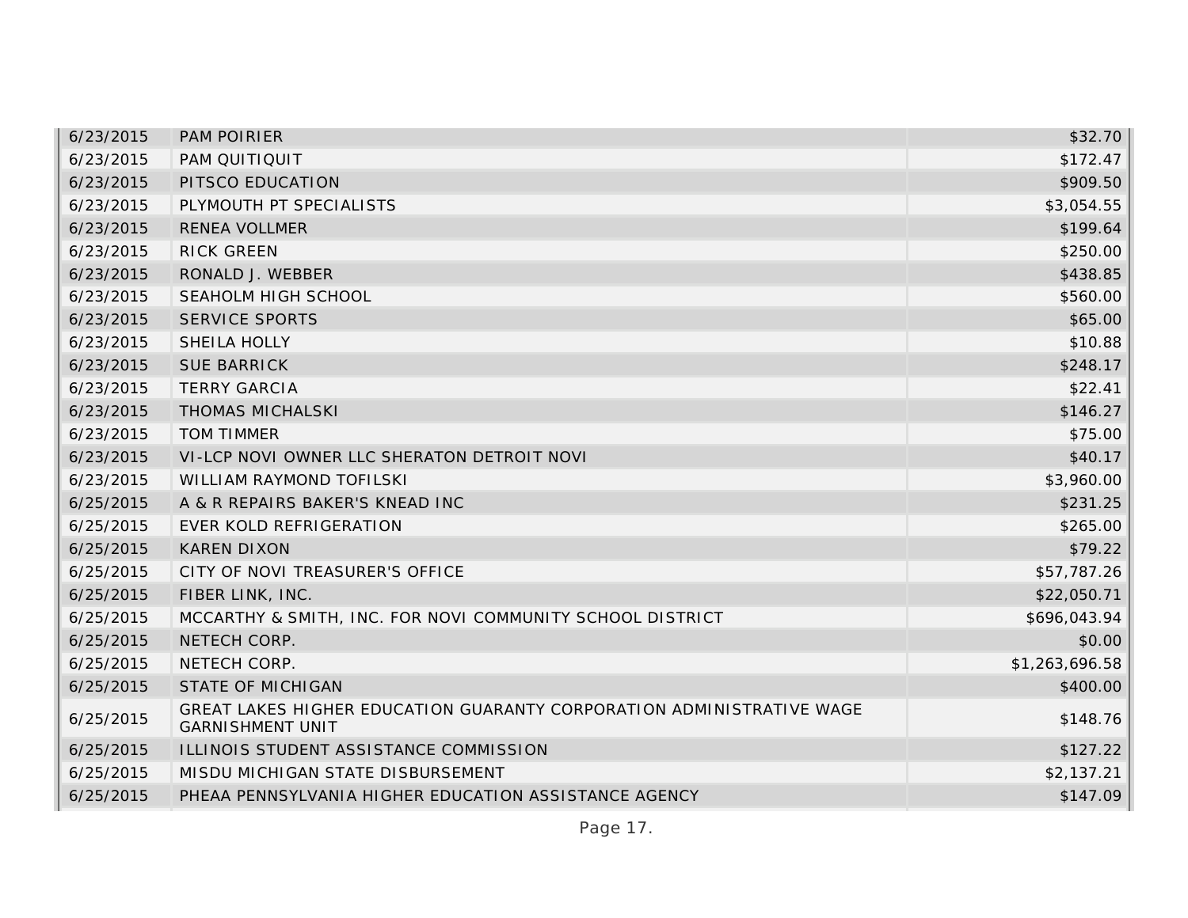| | | |
|---|---|---|
| 6/23/2015 | PAM POIRIER | $32.70 |
| 6/23/2015 | PAM QUITIQUIT | $172.47 |
| 6/23/2015 | PITSCO EDUCATION | $909.50 |
| 6/23/2015 | PLYMOUTH PT SPECIALISTS | $3,054.55 |
| 6/23/2015 | RENEA VOLLMER | $199.64 |
| 6/23/2015 | RICK GREEN | $250.00 |
| 6/23/2015 | RONALD J. WEBBER | $438.85 |
| 6/23/2015 | SEAHOLM HIGH SCHOOL | $560.00 |
| 6/23/2015 | SERVICE SPORTS | $65.00 |
| 6/23/2015 | SHEILA HOLLY | $10.88 |
| 6/23/2015 | SUE BARRICK | $248.17 |
| 6/23/2015 | TERRY GARCIA | $22.41 |
| 6/23/2015 | THOMAS MICHALSKI | $146.27 |
| 6/23/2015 | TOM TIMMER | $75.00 |
| 6/23/2015 | VI-LCP NOVI OWNER LLC SHERATON DETROIT NOVI | $40.17 |
| 6/23/2015 | WILLIAM RAYMOND TOFILSKI | $3,960.00 |
| 6/25/2015 | A & R REPAIRS BAKER'S KNEAD INC | $231.25 |
| 6/25/2015 | EVER KOLD REFRIGERATION | $265.00 |
| 6/25/2015 | KAREN DIXON | $79.22 |
| 6/25/2015 | CITY OF NOVI TREASURER'S OFFICE | $57,787.26 |
| 6/25/2015 | FIBER LINK, INC. | $22,050.71 |
| 6/25/2015 | MCCARTHY & SMITH, INC. FOR NOVI COMMUNITY SCHOOL DISTRICT | $696,043.94 |
| 6/25/2015 | NETECH CORP. | $0.00 |
| 6/25/2015 | NETECH CORP. | $1,263,696.58 |
| 6/25/2015 | STATE OF MICHIGAN | $400.00 |
| 6/25/2015 | GREAT LAKES HIGHER EDUCATION GUARANTY CORPORATION ADMINISTRATIVE WAGE GARNISHMENT UNIT | $148.76 |
| 6/25/2015 | ILLINOIS STUDENT ASSISTANCE COMMISSION | $127.22 |
| 6/25/2015 | MISDU MICHIGAN STATE DISBURSEMENT | $2,137.21 |
| 6/25/2015 | PHEAA PENNSYLVANIA HIGHER EDUCATION ASSISTANCE AGENCY | $147.09 |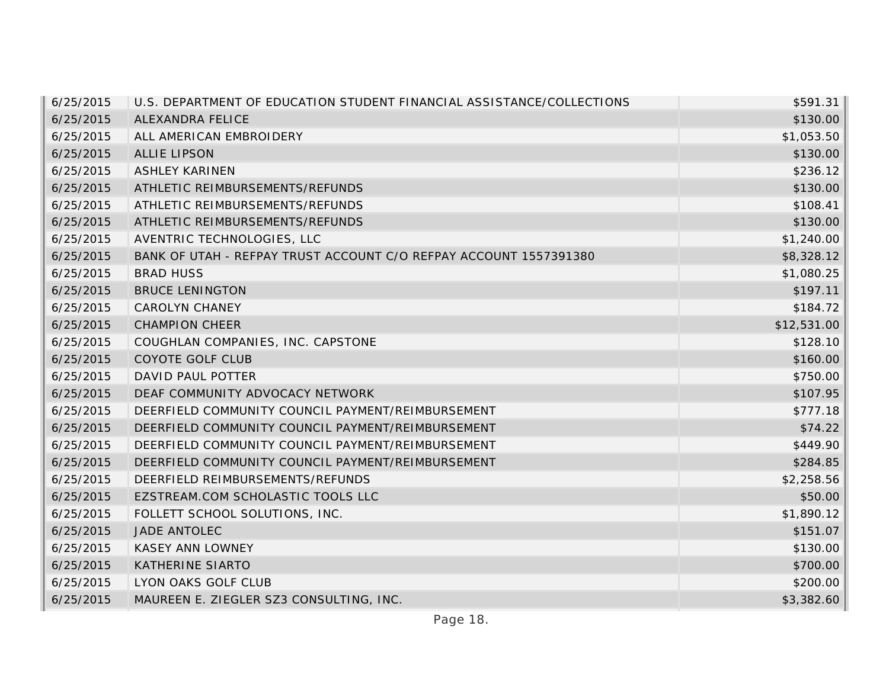| | | |
|---|---|---|
| 6/25/2015 | U.S. DEPARTMENT OF EDUCATION STUDENT FINANCIAL ASSISTANCE/COLLECTIONS | $591.31 |
| 6/25/2015 | ALEXANDRA FELICE | $130.00 |
| 6/25/2015 | ALL AMERICAN EMBROIDERY | $1,053.50 |
| 6/25/2015 | ALLIE LIPSON | $130.00 |
| 6/25/2015 | ASHLEY KARINEN | $236.12 |
| 6/25/2015 | ATHLETIC REIMBURSEMENTS/REFUNDS | $130.00 |
| 6/25/2015 | ATHLETIC REIMBURSEMENTS/REFUNDS | $108.41 |
| 6/25/2015 | ATHLETIC REIMBURSEMENTS/REFUNDS | $130.00 |
| 6/25/2015 | AVENTRIC TECHNOLOGIES, LLC | $1,240.00 |
| 6/25/2015 | BANK OF UTAH - REFPAY TRUST ACCOUNT C/O REFPAY ACCOUNT 1557391380 | $8,328.12 |
| 6/25/2015 | BRAD HUSS | $1,080.25 |
| 6/25/2015 | BRUCE LENINGTON | $197.11 |
| 6/25/2015 | CAROLYN CHANEY | $184.72 |
| 6/25/2015 | CHAMPION CHEER | $12,531.00 |
| 6/25/2015 | COUGHLAN COMPANIES, INC. CAPSTONE | $128.10 |
| 6/25/2015 | COYOTE GOLF CLUB | $160.00 |
| 6/25/2015 | DAVID PAUL POTTER | $750.00 |
| 6/25/2015 | DEAF COMMUNITY ADVOCACY NETWORK | $107.95 |
| 6/25/2015 | DEERFIELD COMMUNITY COUNCIL PAYMENT/REIMBURSEMENT | $777.18 |
| 6/25/2015 | DEERFIELD COMMUNITY COUNCIL PAYMENT/REIMBURSEMENT | $74.22 |
| 6/25/2015 | DEERFIELD COMMUNITY COUNCIL PAYMENT/REIMBURSEMENT | $449.90 |
| 6/25/2015 | DEERFIELD COMMUNITY COUNCIL PAYMENT/REIMBURSEMENT | $284.85 |
| 6/25/2015 | DEERFIELD REIMBURSEMENTS/REFUNDS | $2,258.56 |
| 6/25/2015 | EZSTREAM.COM SCHOLASTIC TOOLS LLC | $50.00 |
| 6/25/2015 | FOLLETT SCHOOL SOLUTIONS, INC. | $1,890.12 |
| 6/25/2015 | JADE ANTOLEC | $151.07 |
| 6/25/2015 | KASEY ANN LOWNEY | $130.00 |
| 6/25/2015 | KATHERINE SIARTO | $700.00 |
| 6/25/2015 | LYON OAKS GOLF CLUB | $200.00 |
| 6/25/2015 | MAUREEN E. ZIEGLER SZ3 CONSULTING, INC. | $3,382.60 |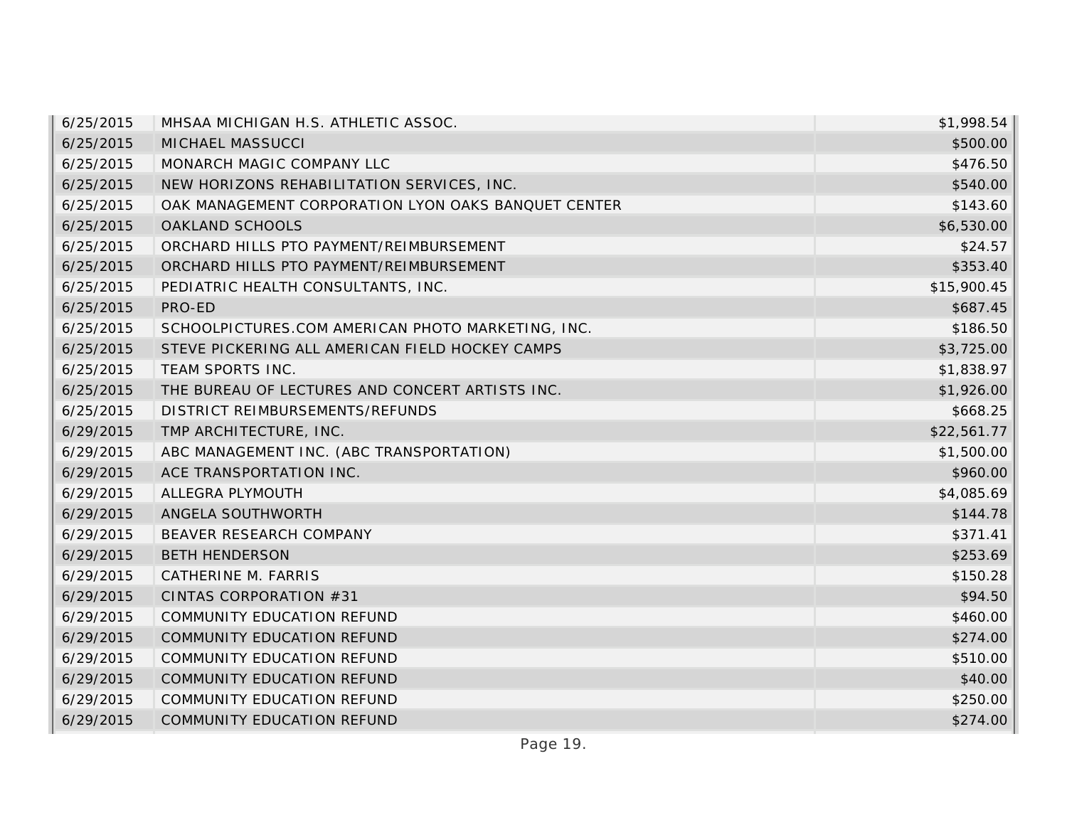| | | |
|---|---|---|
| 6/25/2015 | MHSAA MICHIGAN H.S. ATHLETIC ASSOC. | $1,998.54 |
| 6/25/2015 | MICHAEL MASSUCCI | $500.00 |
| 6/25/2015 | MONARCH MAGIC COMPANY LLC | $476.50 |
| 6/25/2015 | NEW HORIZONS REHABILITATION SERVICES, INC. | $540.00 |
| 6/25/2015 | OAK MANAGEMENT CORPORATION LYON OAKS BANQUET CENTER | $143.60 |
| 6/25/2015 | OAKLAND SCHOOLS | $6,530.00 |
| 6/25/2015 | ORCHARD HILLS PTO PAYMENT/REIMBURSEMENT | $24.57 |
| 6/25/2015 | ORCHARD HILLS PTO PAYMENT/REIMBURSEMENT | $353.40 |
| 6/25/2015 | PEDIATRIC HEALTH CONSULTANTS, INC. | $15,900.45 |
| 6/25/2015 | PRO-ED | $687.45 |
| 6/25/2015 | SCHOOLPICTURES.COM AMERICAN PHOTO MARKETING, INC. | $186.50 |
| 6/25/2015 | STEVE PICKERING ALL AMERICAN FIELD HOCKEY CAMPS | $3,725.00 |
| 6/25/2015 | TEAM SPORTS INC. | $1,838.97 |
| 6/25/2015 | THE BUREAU OF LECTURES AND CONCERT ARTISTS INC. | $1,926.00 |
| 6/25/2015 | DISTRICT REIMBURSEMENTS/REFUNDS | $668.25 |
| 6/29/2015 | TMP ARCHITECTURE, INC. | $22,561.77 |
| 6/29/2015 | ABC MANAGEMENT INC. (ABC TRANSPORTATION) | $1,500.00 |
| 6/29/2015 | ACE TRANSPORTATION INC. | $960.00 |
| 6/29/2015 | ALLEGRA PLYMOUTH | $4,085.69 |
| 6/29/2015 | ANGELA SOUTHWORTH | $144.78 |
| 6/29/2015 | BEAVER RESEARCH COMPANY | $371.41 |
| 6/29/2015 | BETH HENDERSON | $253.69 |
| 6/29/2015 | CATHERINE M. FARRIS | $150.28 |
| 6/29/2015 | CINTAS CORPORATION #31 | $94.50 |
| 6/29/2015 | COMMUNITY EDUCATION REFUND | $460.00 |
| 6/29/2015 | COMMUNITY EDUCATION REFUND | $274.00 |
| 6/29/2015 | COMMUNITY EDUCATION REFUND | $510.00 |
| 6/29/2015 | COMMUNITY EDUCATION REFUND | $40.00 |
| 6/29/2015 | COMMUNITY EDUCATION REFUND | $250.00 |
| 6/29/2015 | COMMUNITY EDUCATION REFUND | $274.00 |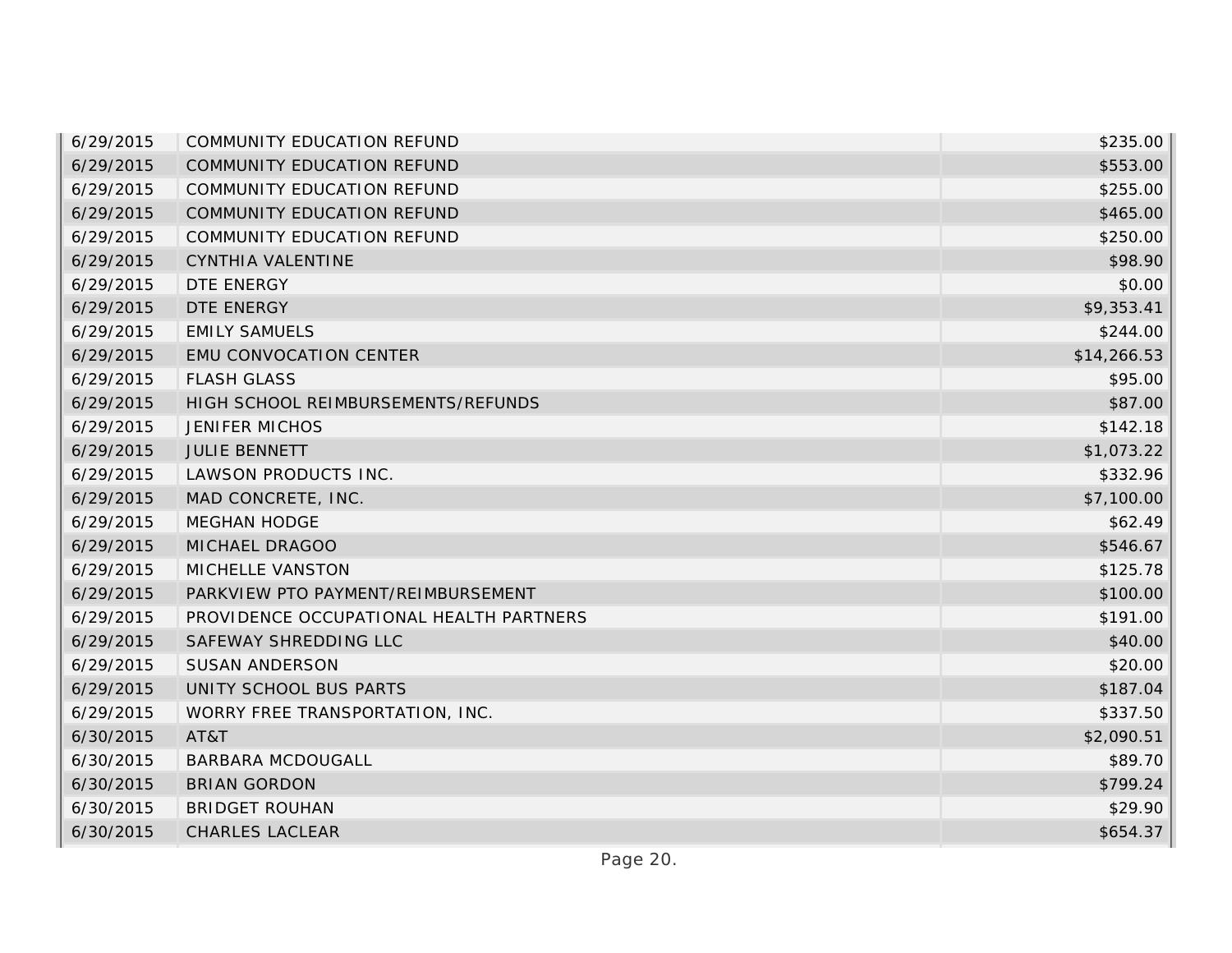| | | |
|---|---|---|
| 6/29/2015 | COMMUNITY EDUCATION REFUND | $235.00 |
| 6/29/2015 | COMMUNITY EDUCATION REFUND | $553.00 |
| 6/29/2015 | COMMUNITY EDUCATION REFUND | $255.00 |
| 6/29/2015 | COMMUNITY EDUCATION REFUND | $465.00 |
| 6/29/2015 | COMMUNITY EDUCATION REFUND | $250.00 |
| 6/29/2015 | CYNTHIA VALENTINE | $98.90 |
| 6/29/2015 | DTE ENERGY | $0.00 |
| 6/29/2015 | DTE ENERGY | $9,353.41 |
| 6/29/2015 | EMILY SAMUELS | $244.00 |
| 6/29/2015 | EMU CONVOCATION CENTER | $14,266.53 |
| 6/29/2015 | FLASH GLASS | $95.00 |
| 6/29/2015 | HIGH SCHOOL REIMBURSEMENTS/REFUNDS | $87.00 |
| 6/29/2015 | JENIFER MICHOS | $142.18 |
| 6/29/2015 | JULIE BENNETT | $1,073.22 |
| 6/29/2015 | LAWSON PRODUCTS INC. | $332.96 |
| 6/29/2015 | MAD CONCRETE, INC. | $7,100.00 |
| 6/29/2015 | MEGHAN HODGE | $62.49 |
| 6/29/2015 | MICHAEL DRAGOO | $546.67 |
| 6/29/2015 | MICHELLE VANSTON | $125.78 |
| 6/29/2015 | PARKVIEW PTO PAYMENT/REIMBURSEMENT | $100.00 |
| 6/29/2015 | PROVIDENCE OCCUPATIONAL HEALTH PARTNERS | $191.00 |
| 6/29/2015 | SAFEWAY SHREDDING LLC | $40.00 |
| 6/29/2015 | SUSAN ANDERSON | $20.00 |
| 6/29/2015 | UNITY SCHOOL BUS PARTS | $187.04 |
| 6/29/2015 | WORRY FREE TRANSPORTATION, INC. | $337.50 |
| 6/30/2015 | AT&T | $2,090.51 |
| 6/30/2015 | BARBARA MCDOUGALL | $89.70 |
| 6/30/2015 | BRIAN GORDON | $799.24 |
| 6/30/2015 | BRIDGET ROUHAN | $29.90 |
| 6/30/2015 | CHARLES LACLEAR | $654.37 |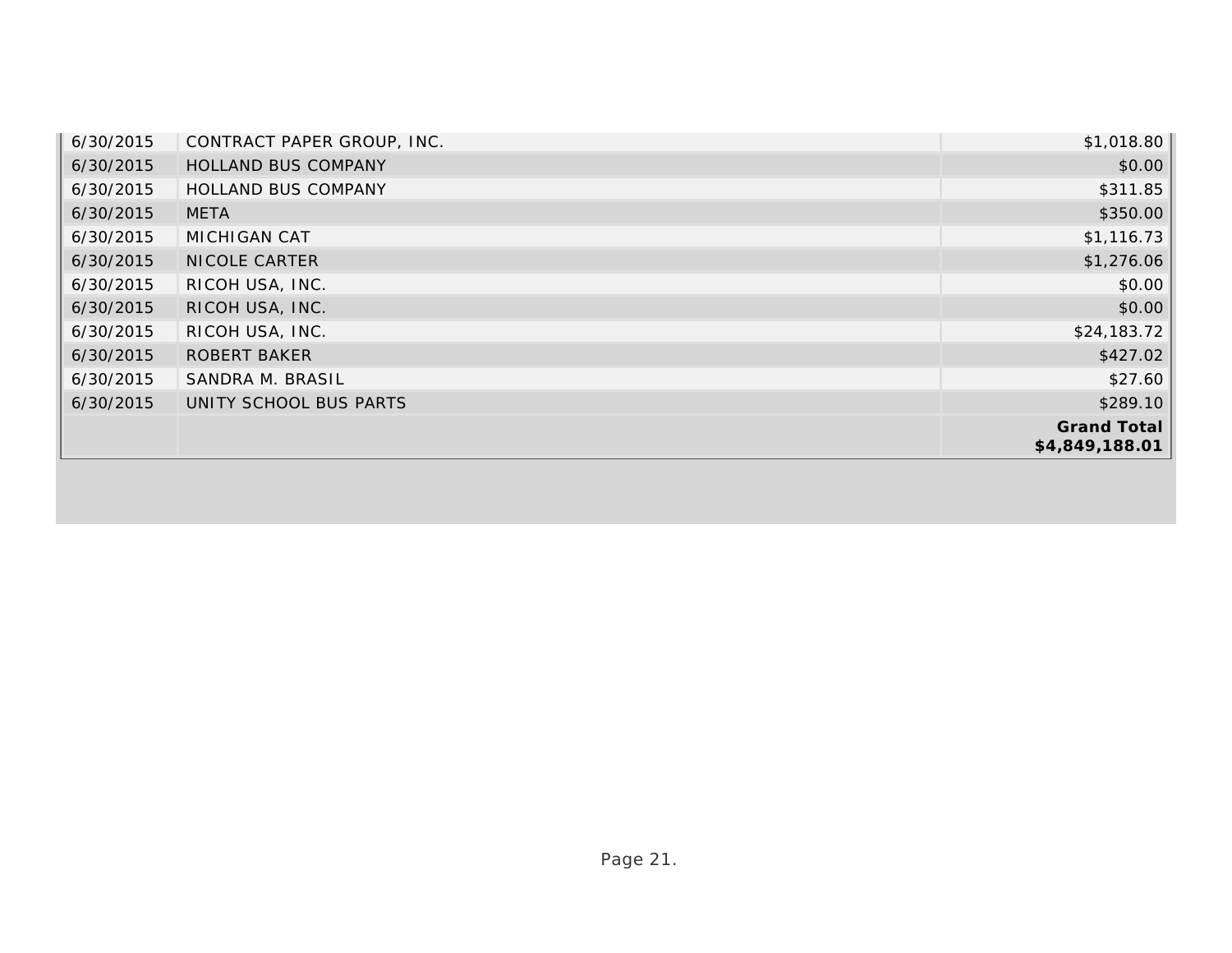| | | |
|---|---|---|
| 6/30/2015 | CONTRACT PAPER GROUP, INC. | $1,018.80 |
| 6/30/2015 | HOLLAND BUS COMPANY | $0.00 |
| 6/30/2015 | HOLLAND BUS COMPANY | $311.85 |
| 6/30/2015 | META | $350.00 |
| 6/30/2015 | MICHIGAN CAT | $1,116.73 |
| 6/30/2015 | NICOLE CARTER | $1,276.06 |
| 6/30/2015 | RICOH USA, INC. | $0.00 |
| 6/30/2015 | RICOH USA, INC. | $0.00 |
| 6/30/2015 | RICOH USA, INC. | $24,183.72 |
| 6/30/2015 | ROBERT BAKER | $427.02 |
| 6/30/2015 | SANDRA M. BRASIL | $27.60 |
| 6/30/2015 | UNITY SCHOOL BUS PARTS | $289.10 |
| | | **Grand Total $4,849,188.01** |